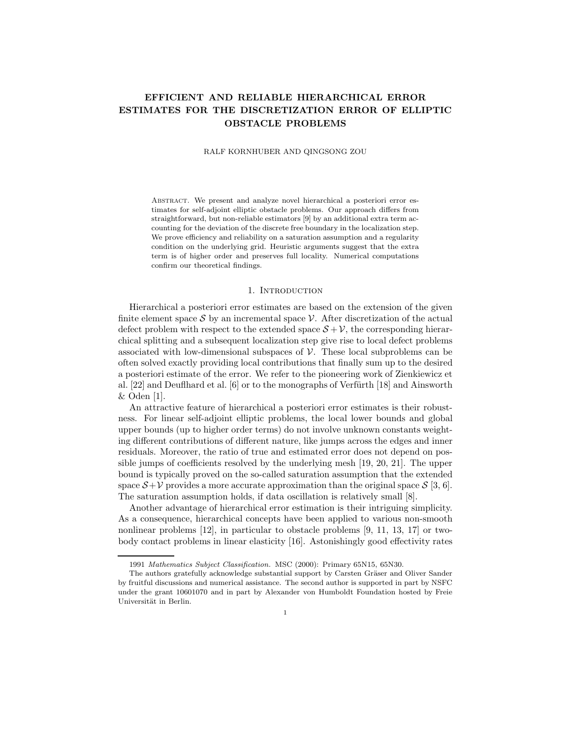# EFFICIENT AND RELIABLE HIERARCHICAL ERROR ESTIMATES FOR THE DISCRETIZATION ERROR OF ELLIPTIC OBSTACLE PROBLEMS

RALF KORNHUBER AND QINGSONG ZOU

Abstract. We present and analyze novel hierarchical a posteriori error estimates for self-adjoint elliptic obstacle problems. Our approach differs from straightforward, but non-reliable estimators [9] by an additional extra term accounting for the deviation of the discrete free boundary in the localization step. We prove efficiency and reliability on a saturation assumption and a regularity condition on the underlying grid. Heuristic arguments suggest that the extra term is of higher order and preserves full locality. Numerical computations confirm our theoretical findings.

## 1. Introduction

Hierarchical a posteriori error estimates are based on the extension of the given finite element space $\mathcal{S}$ by an incremental space $\mathcal{V}$. After discretization of the actual defect problem with respect to the extended space $\mathcal{S}+\mathcal{V}$, the corresponding hierarchical splitting and a subsequent localization step give rise to local defect problems associated with low-dimensional subspaces of $\mathcal{V}$. These local subproblems can be often solved exactly providing local contributions that finally sum up to the desired a posteriori estimate of the error. We refer to the pioneering work of Zienkiewicz et al. [22] and Deuflhard et al. [6] or to the monographs of Verfürth [18] and Ainsworth & Oden [1].

An attractive feature of hierarchical a posteriori error estimates is their robustness. For linear self-adjoint elliptic problems, the local lower bounds and global upper bounds (up to higher order terms) do not involve unknown constants weighting different contributions of different nature, like jumps across the edges and inner residuals. Moreover, the ratio of true and estimated error does not depend on possible jumps of coefficients resolved by the underlying mesh [19, 20, 21]. The upper bound is typically proved on the so-called saturation assumption that the extended space $\mathcal{S}+\mathcal{V}$ provides a more accurate approximation than the original space $\mathcal{S}$ [3, 6]. The saturation assumption holds, if data oscillation is relatively small [8].

Another advantage of hierarchical error estimation is their intriguing simplicity. As a consequence, hierarchical concepts have been applied to various non-smooth nonlinear problems [12], in particular to obstacle problems [9, 11, 13, 17] or two-body contact problems in linear elasticity [16]. Astonishingly good effectivity rates

---

1991 *Mathematics Subject Classification.* MSC (2000): Primary 65N15, 65N30.

The authors gratefully acknowledge substantial support by Carsten Gräser and Oliver Sander by fruitful discussions and numerical assistance. The second author is supported in part by NSFC under the grant 10601070 and in part by Alexander von Humboldt Foundation hosted by Freie Universität in Berlin.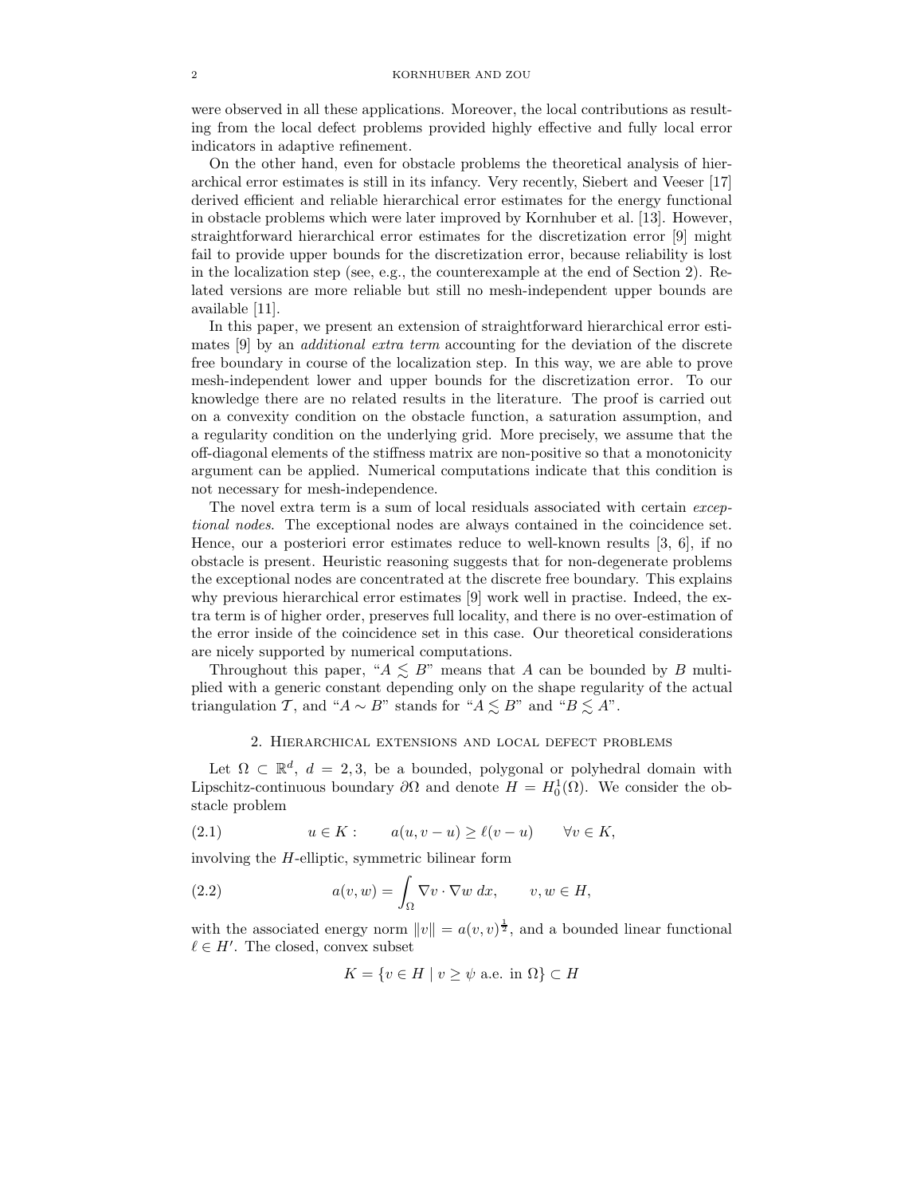were observed in all these applications. Moreover, the local contributions as resulting from the local defect problems provided highly effective and fully local error indicators in adaptive refinement.

On the other hand, even for obstacle problems the theoretical analysis of hierarchical error estimates is still in its infancy. Very recently, Siebert and Veeser [17] derived efficient and reliable hierarchical error estimates for the energy functional in obstacle problems which were later improved by Kornhuber et al. [13]. However, straightforward hierarchical error estimates for the discretization error [9] might fail to provide upper bounds for the discretization error, because reliability is lost in the localization step (see, e.g., the counterexample at the end of Section 2). Related versions are more reliable but still no mesh-independent upper bounds are available [11].

In this paper, we present an extension of straightforward hierarchical error estimates [9] by an *additional extra term* accounting for the deviation of the discrete free boundary in course of the localization step. In this way, we are able to prove mesh-independent lower and upper bounds for the discretization error. To our knowledge there are no related results in the literature. The proof is carried out on a convexity condition on the obstacle function, a saturation assumption, and a regularity condition on the underlying grid. More precisely, we assume that the off-diagonal elements of the stiffness matrix are non-positive so that a monotonicity argument can be applied. Numerical computations indicate that this condition is not necessary for mesh-independence.

The novel extra term is a sum of local residuals associated with certain *exceptional nodes*. The exceptional nodes are always contained in the coincidence set. Hence, our a posteriori error estimates reduce to well-known results [3, 6], if no obstacle is present. Heuristic reasoning suggests that for non-degenerate problems the exceptional nodes are concentrated at the discrete free boundary. This explains why previous hierarchical error estimates [9] work well in practise. Indeed, the extra term is of higher order, preserves full locality, and there is no over-estimation of the error inside of the coincidence set in this case. Our theoretical considerations are nicely supported by numerical computations.

Throughout this paper, "$A \lesssim B$" means that $A$ can be bounded by $B$ multiplied with a generic constant depending only on the shape regularity of the actual triangulation $\mathcal{T}$, and "$A \sim B$" stands for "$A \lesssim B$" and "$B \lesssim A$".

## 2. Hierarchical extensions and local defect problems

Let $\Omega \subset \mathbb{R}^d$, $d = 2, 3$, be a bounded, polygonal or polyhedral domain with Lipschitz-continuous boundary $\partial\Omega$ and denote $H = H_0^1(\Omega)$. We consider the obstacle problem

$$u \in K : \qquad a(u, v - u) \geq \ell(v - u) \qquad \forall v \in K, \tag{2.1}$$

involving the $H$-elliptic, symmetric bilinear form

$$a(v, w) = \int_\Omega \nabla v \cdot \nabla w \; dx, \qquad v, w \in H, \tag{2.2}$$

with the associated energy norm $\|v\| = a(v, v)^{\frac{1}{2}}$, and a bounded linear functional $\ell \in H'$. The closed, convex subset

$$K = \{v \in H \mid v \geq \psi \text{ a.e. in } \Omega\} \subset H$$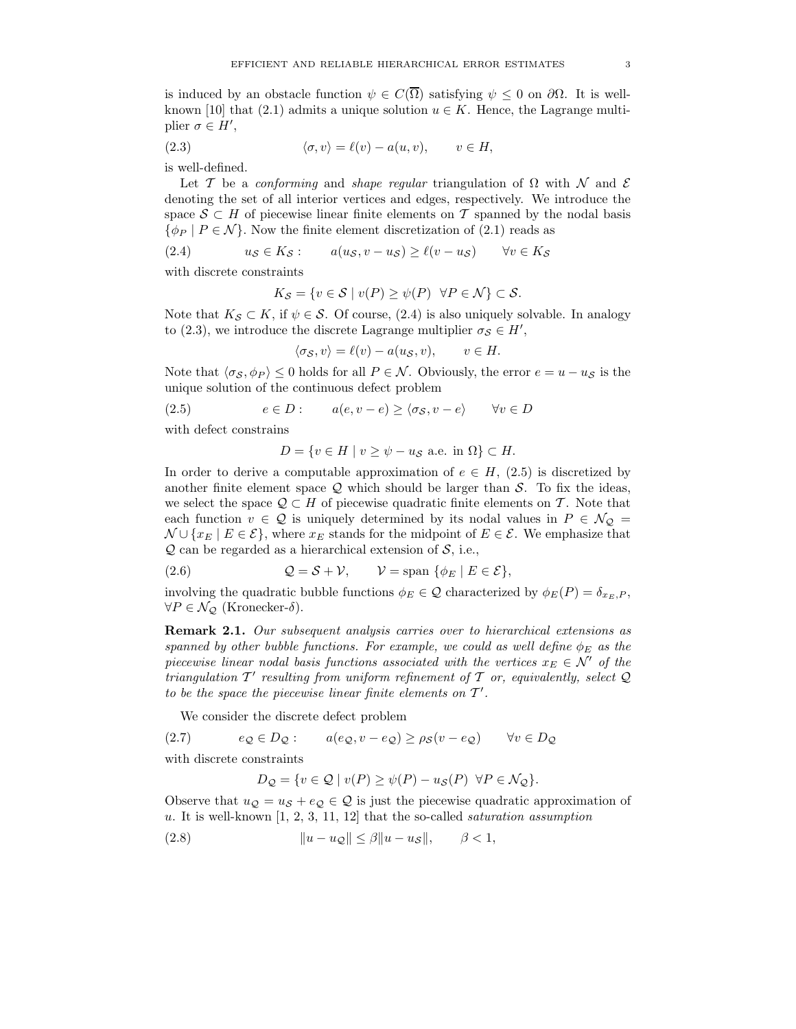is induced by an obstacle function $\psi \in C(\overline{\Omega})$ satisfying $\psi \leq 0$ on $\partial\Omega$. It is well-known [10] that (2.1) admits a unique solution $u \in K$. Hence, the Lagrange multiplier $\sigma \in H'$,

$$\langle \sigma, v \rangle = \ell(v) - a(u, v), \qquad v \in H, \tag{2.3}$$

is well-defined.

Let $\mathcal{T}$ be a *conforming* and *shape regular* triangulation of $\Omega$ with $\mathcal{N}$ and $\mathcal{E}$ denoting the set of all interior vertices and edges, respectively. We introduce the space $\mathcal{S} \subset H$ of piecewise linear finite elements on $\mathcal{T}$ spanned by the nodal basis $\{\phi_P \mid P \in \mathcal{N}\}$. Now the finite element discretization of (2.1) reads as

$$u_{\mathcal{S}} \in K_{\mathcal{S}}: \qquad a(u_{\mathcal{S}}, v - u_{\mathcal{S}}) \geq \ell(v - u_{\mathcal{S}}) \qquad \forall v \in K_{\mathcal{S}} \tag{2.4}$$

with discrete constraints

$$K_{\mathcal{S}} = \{v \in \mathcal{S} \mid v(P) \geq \psi(P) \;\; \forall P \in \mathcal{N}\} \subset \mathcal{S}.$$

Note that $K_{\mathcal{S}} \subset K$, if $\psi \in \mathcal{S}$. Of course, (2.4) is also uniquely solvable. In analogy to (2.3), we introduce the discrete Lagrange multiplier $\sigma_{\mathcal{S}} \in H'$,

$$\langle \sigma_{\mathcal{S}}, v \rangle = \ell(v) - a(u_{\mathcal{S}}, v), \qquad v \in H.$$

Note that $\langle \sigma_{\mathcal{S}}, \phi_P \rangle \leq 0$ holds for all $P \in \mathcal{N}$. Obviously, the error $e = u - u_{\mathcal{S}}$ is the unique solution of the continuous defect problem

$$e \in D: \qquad a(e, v - e) \geq \langle \sigma_{\mathcal{S}}, v - e \rangle \qquad \forall v \in D \tag{2.5}$$

with defect constrains

$$D = \{v \in H \mid v \geq \psi - u_{\mathcal{S}} \text{ a.e. in } \Omega\} \subset H.$$

In order to derive a computable approximation of $e \in H$, (2.5) is discretized by another finite element space $\mathcal{Q}$ which should be larger than $\mathcal{S}$. To fix the ideas, we select the space $\mathcal{Q} \subset H$ of piecewise quadratic finite elements on $\mathcal{T}$. Note that each function $v \in \mathcal{Q}$ is uniquely determined by its nodal values in $P \in \mathcal{N}_{\mathcal{Q}} = \mathcal{N} \cup \{x_E \mid E \in \mathcal{E}\}$, where $x_E$ stands for the midpoint of $E \in \mathcal{E}$. We emphasize that $\mathcal{Q}$ can be regarded as a hierarchical extension of $\mathcal{S}$, i.e.,

$$\mathcal{Q} = \mathcal{S} + \mathcal{V}, \qquad \mathcal{V} = \text{span}\,\{\phi_E \mid E \in \mathcal{E}\}, \tag{2.6}$$

involving the quadratic bubble functions $\phi_E \in \mathcal{Q}$ characterized by $\phi_E(P) = \delta_{x_E, P}$, $\forall P \in \mathcal{N}_{\mathcal{Q}}$ (Kronecker-$\delta$).

**Remark 2.1.** *Our subsequent analysis carries over to hierarchical extensions as spanned by other bubble functions. For example, we could as well define $\phi_E$ as the piecewise linear nodal basis functions associated with the vertices $x_E \in \mathcal{N}'$ of the triangulation $\mathcal{T}'$ resulting from uniform refinement of $\mathcal{T}$ or, equivalently, select $\mathcal{Q}$ to be the space the piecewise linear finite elements on $\mathcal{T}'$.*

We consider the discrete defect problem

$$e_{\mathcal{Q}} \in D_{\mathcal{Q}}: \qquad a(e_{\mathcal{Q}}, v - e_{\mathcal{Q}}) \geq \rho_{\mathcal{S}}(v - e_{\mathcal{Q}}) \qquad \forall v \in D_{\mathcal{Q}} \tag{2.7}$$

with discrete constraints

$$D_{\mathcal{Q}} = \{v \in \mathcal{Q} \mid v(P) \geq \psi(P) - u_{\mathcal{S}}(P) \;\; \forall P \in \mathcal{N}_{\mathcal{Q}}\}.$$

Observe that $u_{\mathcal{Q}} = u_{\mathcal{S}} + e_{\mathcal{Q}} \in \mathcal{Q}$ is just the piecewise quadratic approximation of $u$. It is well-known [1, 2, 3, 11, 12] that the so-called *saturation assumption*

$$\|u - u_{\mathcal{Q}}\| \leq \beta \|u - u_{\mathcal{S}}\|, \qquad \beta < 1, \tag{2.8}$$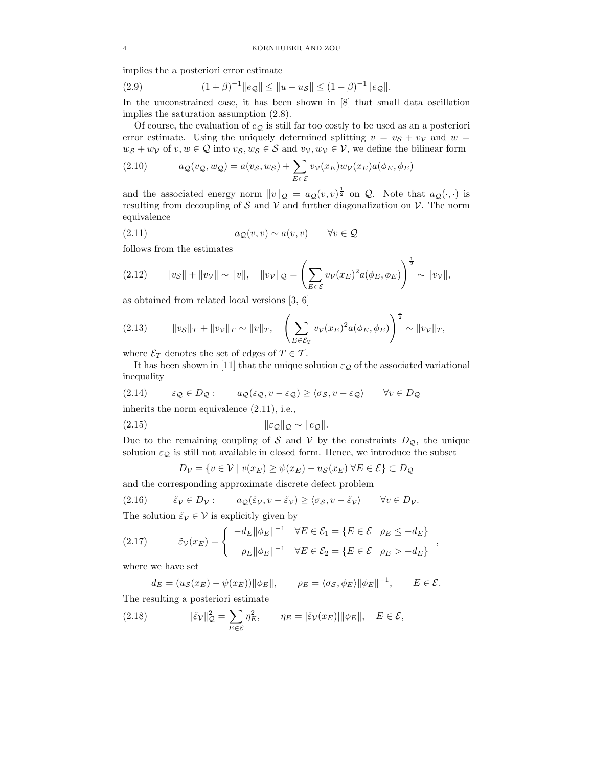implies the a posteriori error estimate

$$(1+\beta)^{-1}\|e_{\mathcal{Q}}\| \leq \|u - u_{\mathcal{S}}\| \leq (1-\beta)^{-1}\|e_{\mathcal{Q}}\|. \tag{2.9}$$

In the unconstrained case, it has been shown in [8] that small data oscillation implies the saturation assumption (2.8).

Of course, the evaluation of $e_{\mathcal{Q}}$ is still far too costly to be used as an a posteriori error estimate. Using the uniquely determined splitting $v = v_{\mathcal{S}} + v_{\mathcal{V}}$ and $w = w_{\mathcal{S}} + w_{\mathcal{V}}$ of $v, w \in \mathcal{Q}$ into $v_{\mathcal{S}}, w_{\mathcal{S}} \in \mathcal{S}$ and $v_{\mathcal{V}}, w_{\mathcal{V}} \in \mathcal{V}$, we define the bilinear form

$$a_{\mathcal{Q}}(v_{\mathcal{Q}}, w_{\mathcal{Q}}) = a(v_{\mathcal{S}}, w_{\mathcal{S}}) + \sum_{E\in\mathcal{E}} v_{\mathcal{V}}(x_E) w_{\mathcal{V}}(x_E) a(\phi_E, \phi_E) \tag{2.10}$$

and the associated energy norm $\|v\|_{\mathcal{Q}} = a_{\mathcal{Q}}(v,v)^{\frac{1}{2}}$ on $\mathcal{Q}$. Note that $a_{\mathcal{Q}}(\cdot,\cdot)$ is resulting from decoupling of $\mathcal{S}$ and $\mathcal{V}$ and further diagonalization on $\mathcal{V}$. The norm equivalence

$$a_{\mathcal{Q}}(v,v) \sim a(v,v) \qquad \forall v \in \mathcal{Q} \tag{2.11}$$

follows from the estimates

$$\|v_{\mathcal{S}}\| + \|v_{\mathcal{V}}\| \sim \|v\|, \quad \|v_{\mathcal{V}}\|_{\mathcal{Q}} = \left(\sum_{E\in\mathcal{E}} v_{\mathcal{V}}(x_E)^2 a(\phi_E, \phi_E)\right)^{\frac{1}{2}} \sim \|v_{\mathcal{V}}\|, \tag{2.12}$$

as obtained from related local versions [3, 6]

$$\|v_{\mathcal{S}}\|_T + \|v_{\mathcal{V}}\|_T \sim \|v\|_T, \quad \left(\sum_{E\in\mathcal{E}_T} v_{\mathcal{V}}(x_E)^2 a(\phi_E, \phi_E)\right)^{\frac{1}{2}} \sim \|v_{\mathcal{V}}\|_T, \tag{2.13}$$

where $\mathcal{E}_T$ denotes the set of edges of $T \in \mathcal{T}$.

It has been shown in [11] that the unique solution $\varepsilon_{\mathcal{Q}}$ of the associated variational inequality

$$\varepsilon_{\mathcal{Q}} \in D_{\mathcal{Q}}: \qquad a_{\mathcal{Q}}(\varepsilon_{\mathcal{Q}}, v - \varepsilon_{\mathcal{Q}}) \geq \langle \sigma_{\mathcal{S}}, v - \varepsilon_{\mathcal{Q}} \rangle \qquad \forall v \in D_{\mathcal{Q}} \tag{2.14}$$

inherits the norm equivalence (2.11), i.e.,

$$\|\varepsilon_{\mathcal{Q}}\|_{\mathcal{Q}} \sim \|e_{\mathcal{Q}}\|. \tag{2.15}$$

Due to the remaining coupling of $\mathcal{S}$ and $\mathcal{V}$ by the constraints $D_{\mathcal{Q}}$, the unique solution $\varepsilon_{\mathcal{Q}}$ is still not available in closed form. Hence, we introduce the subset

$$D_{\mathcal{V}} = \{v \in \mathcal{V} \mid v(x_E) \geq \psi(x_E) - u_{\mathcal{S}}(x_E) \ \forall E \in \mathcal{E}\} \subset D_{\mathcal{Q}}$$

and the corresponding approximate discrete defect problem

$$\tilde{\varepsilon}_{\mathcal{V}} \in D_{\mathcal{V}}: \qquad a_{\mathcal{Q}}(\tilde{\varepsilon}_{\mathcal{V}}, v - \tilde{\varepsilon}_{\mathcal{V}}) \geq \langle \sigma_{\mathcal{S}}, v - \tilde{\varepsilon}_{\mathcal{V}} \rangle \qquad \forall v \in D_{\mathcal{V}}. \tag{2.16}$$

The solution $\tilde{\varepsilon}_{\mathcal{V}} \in \mathcal{V}$ is explicitly given by

$$\tilde{\varepsilon}_{\mathcal{V}}(x_E) = \begin{cases} -d_E\|\phi_E\|^{-1} & \forall E \in \mathcal{E}_1 = \{E \in \mathcal{E} \mid \rho_E \leq -d_E\} \\ \rho_E\|\phi_E\|^{-1} & \forall E \in \mathcal{E}_2 = \{E \in \mathcal{E} \mid \rho_E > -d_E\} \end{cases}, \tag{2.17}$$

where we have set

$$d_E = (u_{\mathcal{S}}(x_E) - \psi(x_E))\|\phi_E\|, \qquad \rho_E = \langle \sigma_{\mathcal{S}}, \phi_E \rangle \|\phi_E\|^{-1}, \qquad E \in \mathcal{E}.$$

The resulting a posteriori estimate

$$\|\tilde{\varepsilon}_{\mathcal{V}}\|_{\mathcal{Q}}^2 = \sum_{E\in\mathcal{E}} \eta_E^2, \qquad \eta_E = |\tilde{\varepsilon}_{\mathcal{V}}(x_E)|\|\phi_E\|, \quad E \in \mathcal{E}, \tag{2.18}$$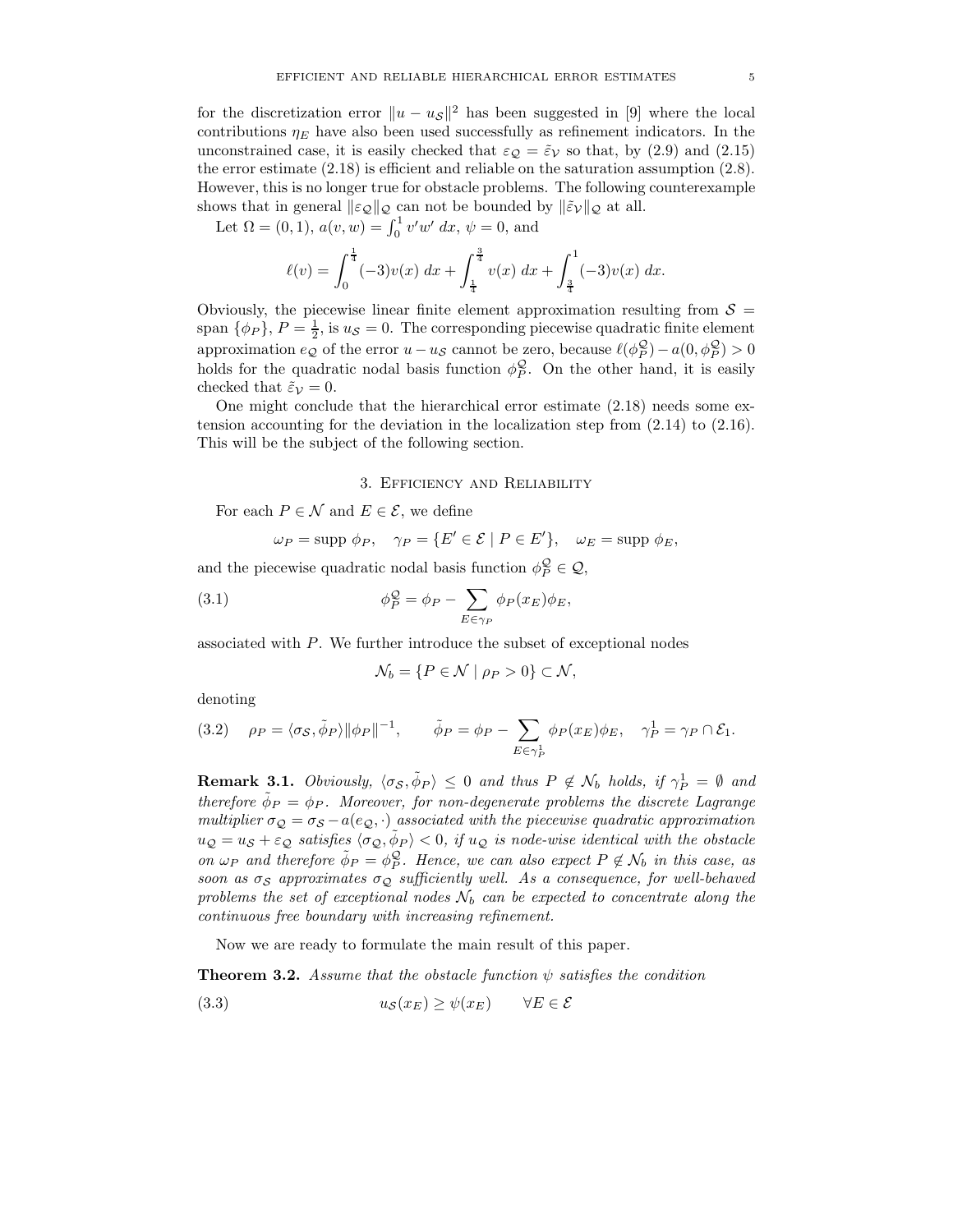for the discretization error $\|u - u_{\mathcal{S}}\|^2$ has been suggested in [9] where the local contributions $\eta_E$ have also been used successfully as refinement indicators. In the unconstrained case, it is easily checked that $\varepsilon_{\mathcal{Q}} = \tilde{\varepsilon}_{\mathcal{V}}$ so that, by (2.9) and (2.15) the error estimate (2.18) is efficient and reliable on the saturation assumption (2.8). However, this is no longer true for obstacle problems. The following counterexample shows that in general $\|\varepsilon_{\mathcal{Q}}\|_{\mathcal{Q}}$ can not be bounded by $\|\tilde{\varepsilon}_{\mathcal{V}}\|_{\mathcal{Q}}$ at all.

Let $\Omega = (0,1)$, $a(v,w) = \int_0^1 v'w' \; dx$, $\psi = 0$, and

$$\ell(v) = \int_0^{\frac{1}{4}} (-3)v(x) \; dx + \int_{\frac{1}{4}}^{\frac{3}{4}} v(x) \; dx + \int_{\frac{3}{4}}^{1} (-3)v(x) \; dx.$$

Obviously, the piecewise linear finite element approximation resulting from $\mathcal{S} = \text{span}\,\{\phi_P\}$, $P = \frac{1}{2}$, is $u_{\mathcal{S}} = 0$. The corresponding piecewise quadratic finite element approximation $e_{\mathcal{Q}}$ of the error $u - u_{\mathcal{S}}$ cannot be zero, because $\ell(\phi_P^{\mathcal{Q}}) - a(0, \phi_P^{\mathcal{Q}}) > 0$ holds for the quadratic nodal basis function $\phi_P^{\mathcal{Q}}$. On the other hand, it is easily checked that $\tilde{\varepsilon}_{\mathcal{V}} = 0$.

One might conclude that the hierarchical error estimate (2.18) needs some extension accounting for the deviation in the localization step from (2.14) to (2.16). This will be the subject of the following section.

## 3. Efficiency and Reliability

For each $P \in \mathcal{N}$ and $E \in \mathcal{E}$, we define

$$\omega_P = \text{supp}\; \phi_P, \quad \gamma_P = \{E' \in \mathcal{E} \mid P \in E'\}, \quad \omega_E = \text{supp}\; \phi_E,$$

and the piecewise quadratic nodal basis function $\phi_P^{\mathcal{Q}} \in \mathcal{Q}$,

$$\phi_P^{\mathcal{Q}} = \phi_P - \sum_{E \in \gamma_P} \phi_P(x_E)\phi_E, \tag{3.1}$$

associated with $P$. We further introduce the subset of exceptional nodes

$$\mathcal{N}_b = \{P \in \mathcal{N} \mid \rho_P > 0\} \subset \mathcal{N},$$

denoting

$$\rho_P = \langle \sigma_{\mathcal{S}}, \tilde{\phi}_P \rangle \|\phi_P\|^{-1}, \qquad \tilde{\phi}_P = \phi_P - \sum_{E \in \gamma_P^1} \phi_P(x_E)\phi_E, \quad \gamma_P^1 = \gamma_P \cap \mathcal{E}_1. \tag{3.2}$$

**Remark 3.1.** *Obviously, $\langle \sigma_{\mathcal{S}}, \tilde{\phi}_P \rangle \leq 0$ and thus $P \notin \mathcal{N}_b$ holds, if $\gamma_P^1 = \emptyset$ and therefore $\tilde{\phi}_P = \phi_P$. Moreover, for non-degenerate problems the discrete Lagrange multiplier $\sigma_{\mathcal{Q}} = \sigma_{\mathcal{S}} - a(e_{\mathcal{Q}}, \cdot)$ associated with the piecewise quadratic approximation $u_{\mathcal{Q}} = u_{\mathcal{S}} + \varepsilon_{\mathcal{Q}}$ satisfies $\langle \sigma_{\mathcal{Q}}, \tilde{\phi}_P \rangle < 0$, if $u_{\mathcal{Q}}$ is node-wise identical with the obstacle on $\omega_P$ and therefore $\tilde{\phi}_P = \phi_P^{\mathcal{Q}}$. Hence, we can also expect $P \notin \mathcal{N}_b$ in this case, as soon as $\sigma_{\mathcal{S}}$ approximates $\sigma_{\mathcal{Q}}$ sufficiently well. As a consequence, for well-behaved problems the set of exceptional nodes $\mathcal{N}_b$ can be expected to concentrate along the continuous free boundary with increasing refinement.*

Now we are ready to formulate the main result of this paper.

**Theorem 3.2.** *Assume that the obstacle function $\psi$ satisfies the condition*

$$u_{\mathcal{S}}(x_E) \geq \psi(x_E) \qquad \forall E \in \mathcal{E} \tag{3.3}$$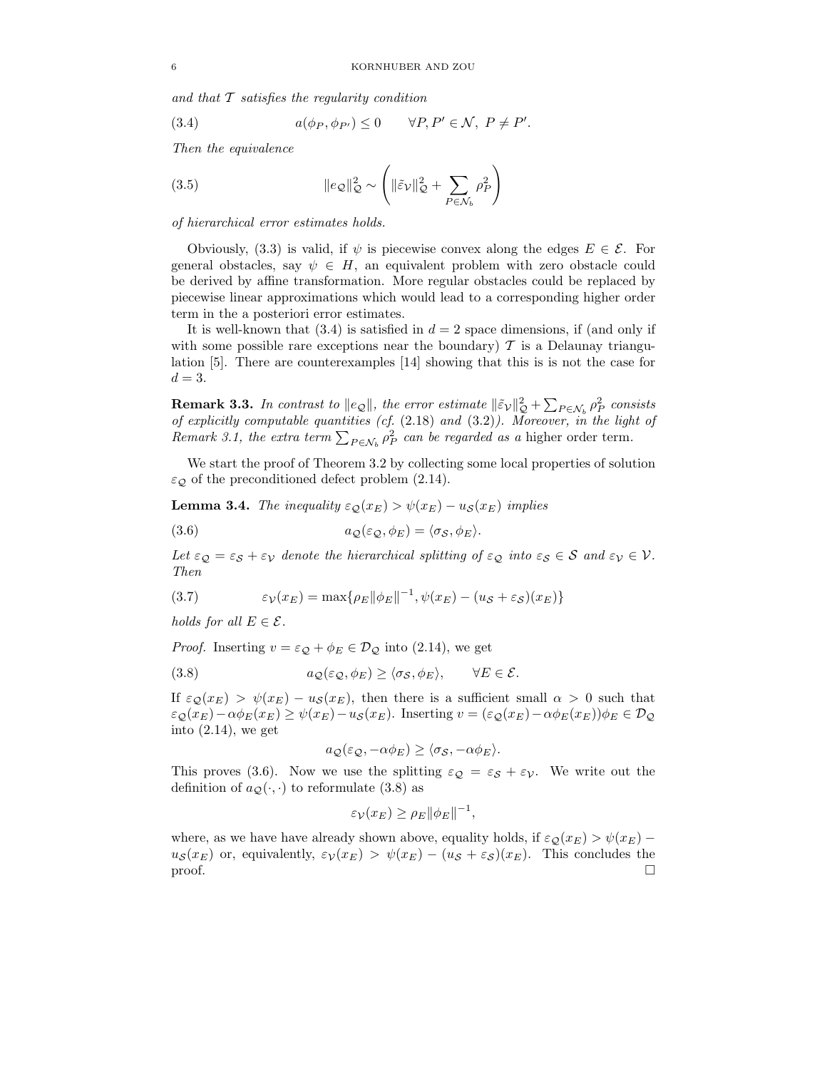*and that $\mathcal{T}$ satisfies the regularity condition*

$$a(\phi_P, \phi_{P'}) \leq 0 \qquad \forall P, P' \in \mathcal{N},\ P \neq P'. \tag{3.4}$$

*Then the equivalence*

$$\|e_{\mathcal{Q}}\|_{\mathcal{Q}}^2 \sim \left( \|\tilde{\varepsilon}_{\mathcal{V}}\|_{\mathcal{Q}}^2 + \sum_{P \in \mathcal{N}_b} \rho_P^2 \right) \tag{3.5}$$

*of hierarchical error estimates holds.*

Obviously, (3.3) is valid, if $\psi$ is piecewise convex along the edges $E \in \mathcal{E}$. For general obstacles, say $\psi \in H$, an equivalent problem with zero obstacle could be derived by affine transformation. More regular obstacles could be replaced by piecewise linear approximations which would lead to a corresponding higher order term in the a posteriori error estimates.

It is well-known that (3.4) is satisfied in $d = 2$ space dimensions, if (and only if with some possible rare exceptions near the boundary) $\mathcal{T}$ is a Delaunay triangulation [5]. There are counterexamples [14] showing that this is is not the case for $d = 3$.

**Remark 3.3.** *In contrast to $\|e_{\mathcal{Q}}\|$, the error estimate $\|\tilde{\varepsilon}_{\mathcal{V}}\|_{\mathcal{Q}}^2 + \sum_{P \in \mathcal{N}_b} \rho_P^2$ consists of explicitly computable quantities (cf. (2.18) and (3.2)). Moreover, in the light of Remark 3.1, the extra term $\sum_{P \in \mathcal{N}_b} \rho_P^2$ can be regarded as a* higher order term.

We start the proof of Theorem 3.2 by collecting some local properties of solution $\varepsilon_{\mathcal{Q}}$ of the preconditioned defect problem (2.14).

**Lemma 3.4.** *The inequality $\varepsilon_{\mathcal{Q}}(x_E) > \psi(x_E) - u_{\mathcal{S}}(x_E)$ implies*

$$a_{\mathcal{Q}}(\varepsilon_{\mathcal{Q}}, \phi_E) = \langle \sigma_{\mathcal{S}}, \phi_E \rangle. \tag{3.6}$$

*Let $\varepsilon_{\mathcal{Q}} = \varepsilon_{\mathcal{S}} + \varepsilon_{\mathcal{V}}$ denote the hierarchical splitting of $\varepsilon_{\mathcal{Q}}$ into $\varepsilon_{\mathcal{S}} \in \mathcal{S}$ and $\varepsilon_{\mathcal{V}} \in \mathcal{V}$. Then*

$$\varepsilon_{\mathcal{V}}(x_E) = \max\{\rho_E \|\phi_E\|^{-1}, \psi(x_E) - (u_{\mathcal{S}} + \varepsilon_{\mathcal{S}})(x_E)\} \tag{3.7}$$

*holds for all $E \in \mathcal{E}$.*

*Proof.* Inserting $v = \varepsilon_{\mathcal{Q}} + \phi_E \in \mathcal{D}_{\mathcal{Q}}$ into (2.14), we get

$$a_{\mathcal{Q}}(\varepsilon_{\mathcal{Q}}, \phi_E) \geq \langle \sigma_{\mathcal{S}}, \phi_E \rangle, \qquad \forall E \in \mathcal{E}. \tag{3.8}$$

If $\varepsilon_{\mathcal{Q}}(x_E) > \psi(x_E) - u_{\mathcal{S}}(x_E)$, then there is a sufficient small $\alpha > 0$ such that $\varepsilon_{\mathcal{Q}}(x_E) - \alpha\phi_E(x_E) \geq \psi(x_E) - u_{\mathcal{S}}(x_E)$. Inserting $v = (\varepsilon_{\mathcal{Q}}(x_E) - \alpha\phi_E(x_E))\phi_E \in \mathcal{D}_{\mathcal{Q}}$ into (2.14), we get

$$a_{\mathcal{Q}}(\varepsilon_{\mathcal{Q}}, -\alpha\phi_E) \geq \langle \sigma_{\mathcal{S}}, -\alpha\phi_E \rangle.$$

This proves (3.6). Now we use the splitting $\varepsilon_{\mathcal{Q}} = \varepsilon_{\mathcal{S}} + \varepsilon_{\mathcal{V}}$. We write out the definition of $a_{\mathcal{Q}}(\cdot, \cdot)$ to reformulate (3.8) as

$$\varepsilon_{\mathcal{V}}(x_E) \geq \rho_E \|\phi_E\|^{-1},$$

where, as we have have already shown above, equality holds, if $\varepsilon_{\mathcal{Q}}(x_E) > \psi(x_E) - u_{\mathcal{S}}(x_E)$ or, equivalently, $\varepsilon_{\mathcal{V}}(x_E) > \psi(x_E) - (u_{\mathcal{S}} + \varepsilon_{\mathcal{S}})(x_E)$. This concludes the proof. $\square$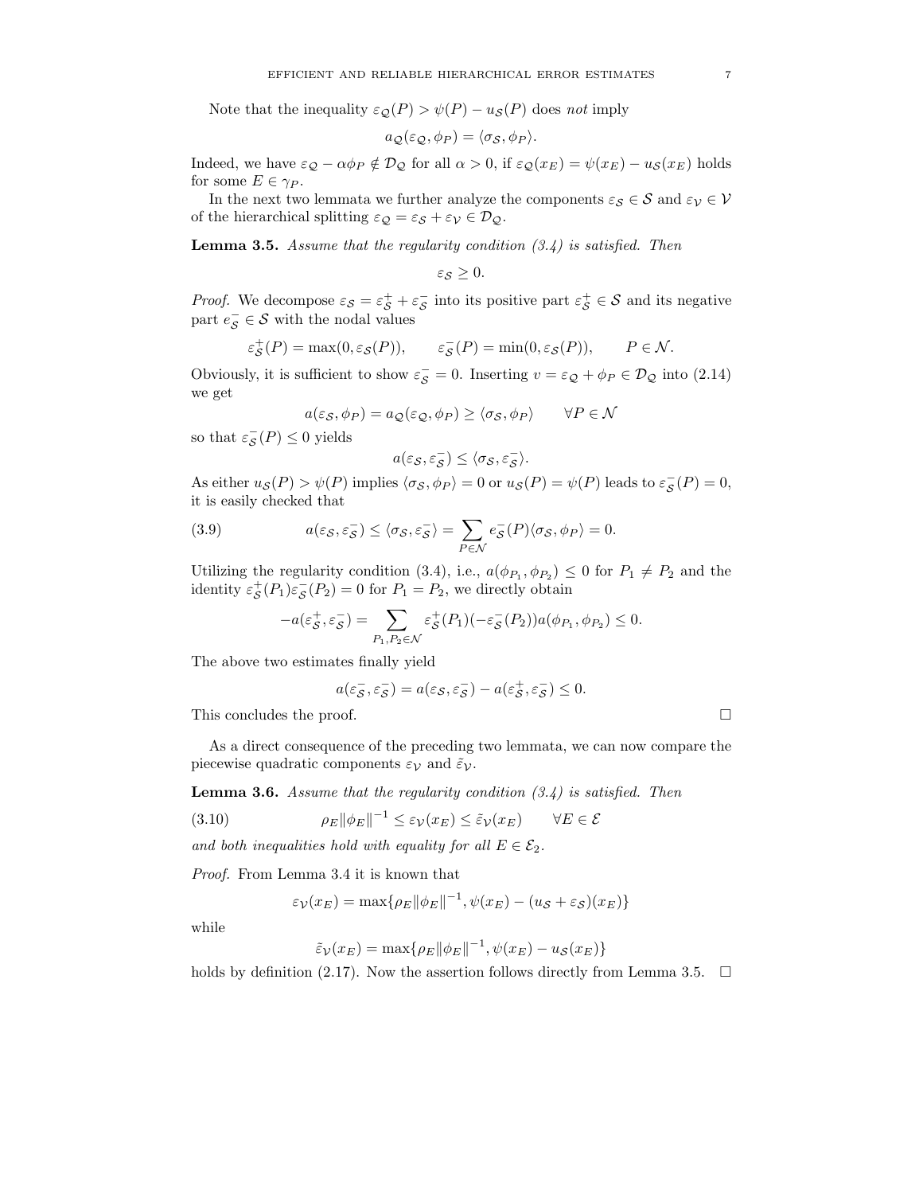Note that the inequality $\varepsilon_{\mathcal{Q}}(P) > \psi(P) - u_{\mathcal{S}}(P)$ does *not* imply

$$a_{\mathcal{Q}}(\varepsilon_{\mathcal{Q}}, \phi_P) = \langle \sigma_{\mathcal{S}}, \phi_P \rangle.$$

Indeed, we have $\varepsilon_{\mathcal{Q}} - \alpha \phi_P \notin \mathcal{D}_{\mathcal{Q}}$ for all $\alpha > 0$, if $\varepsilon_{\mathcal{Q}}(x_E) = \psi(x_E) - u_{\mathcal{S}}(x_E)$ holds for some $E \in \gamma_P$.

In the next two lemmata we further analyze the components $\varepsilon_{\mathcal{S}} \in \mathcal{S}$ and $\varepsilon_{\mathcal{V}} \in \mathcal{V}$ of the hierarchical splitting $\varepsilon_{\mathcal{Q}} = \varepsilon_{\mathcal{S}} + \varepsilon_{\mathcal{V}} \in \mathcal{D}_{\mathcal{Q}}$.

**Lemma 3.5.** *Assume that the regularity condition (3.4) is satisfied. Then*

$$\varepsilon_{\mathcal{S}} \geq 0.$$

*Proof.* We decompose $\varepsilon_{\mathcal{S}} = \varepsilon_{\mathcal{S}}^+ + \varepsilon_{\mathcal{S}}^-$ into its positive part $\varepsilon_{\mathcal{S}}^+ \in \mathcal{S}$ and its negative part $e_{\mathcal{S}}^- \in \mathcal{S}$ with the nodal values

$$\varepsilon_{\mathcal{S}}^+(P) = \max(0, \varepsilon_{\mathcal{S}}(P)), \qquad \varepsilon_{\mathcal{S}}^-(P) = \min(0, \varepsilon_{\mathcal{S}}(P)), \qquad P \in \mathcal{N}.$$

Obviously, it is sufficient to show $\varepsilon_{\mathcal{S}}^- = 0$. Inserting $v = \varepsilon_{\mathcal{Q}} + \phi_P \in \mathcal{D}_{\mathcal{Q}}$ into (2.14) we get

$$a(\varepsilon_{\mathcal{S}}, \phi_P) = a_{\mathcal{Q}}(\varepsilon_{\mathcal{Q}}, \phi_P) \geq \langle \sigma_{\mathcal{S}}, \phi_P \rangle \qquad \forall P \in \mathcal{N}$$

so that $\varepsilon_{\mathcal{S}}^-(P) \leq 0$ yields

$$a(\varepsilon_{\mathcal{S}}, \varepsilon_{\mathcal{S}}^-) \leq \langle \sigma_{\mathcal{S}}, \varepsilon_{\mathcal{S}}^- \rangle.$$

As either $u_{\mathcal{S}}(P) > \psi(P)$ implies $\langle \sigma_{\mathcal{S}}, \phi_P \rangle = 0$ or $u_{\mathcal{S}}(P) = \psi(P)$ leads to $\varepsilon_{\mathcal{S}}^-(P) = 0$, it is easily checked that

$$a(\varepsilon_{\mathcal{S}}, \varepsilon_{\mathcal{S}}^-) \leq \langle \sigma_{\mathcal{S}}, \varepsilon_{\mathcal{S}}^- \rangle = \sum_{P \in \mathcal{N}} e_{\mathcal{S}}^-(P) \langle \sigma_{\mathcal{S}}, \phi_P \rangle = 0. \tag{3.9}$$

Utilizing the regularity condition (3.4), i.e., $a(\phi_{P_1}, \phi_{P_2}) \leq 0$ for $P_1 \neq P_2$ and the identity $\varepsilon_{\mathcal{S}}^+(P_1)\varepsilon_{\mathcal{S}}^-(P_2) = 0$ for $P_1 = P_2$, we directly obtain

$$-a(\varepsilon_{\mathcal{S}}^+, \varepsilon_{\mathcal{S}}^-) = \sum_{P_1, P_2 \in \mathcal{N}} \varepsilon_{\mathcal{S}}^+(P_1)(-\varepsilon_{\mathcal{S}}^-(P_2)) a(\phi_{P_1}, \phi_{P_2}) \leq 0.$$

The above two estimates finally yield

$$a(\varepsilon_{\mathcal{S}}^-, \varepsilon_{\mathcal{S}}^-) = a(\varepsilon_{\mathcal{S}}, \varepsilon_{\mathcal{S}}^-) - a(\varepsilon_{\mathcal{S}}^+, \varepsilon_{\mathcal{S}}^-) \leq 0.$$

This concludes the proof. $\square$

As a direct consequence of the preceding two lemmata, we can now compare the piecewise quadratic components $\varepsilon_{\mathcal{V}}$ and $\tilde{\varepsilon}_{\mathcal{V}}$.

**Lemma 3.6.** *Assume that the regularity condition (3.4) is satisfied. Then*

$$\rho_E \|\phi_E\|^{-1} \leq \varepsilon_{\mathcal{V}}(x_E) \leq \tilde{\varepsilon}_{\mathcal{V}}(x_E) \qquad \forall E \in \mathcal{E} \tag{3.10}$$

*and both inequalities hold with equality for all $E \in \mathcal{E}_2$.*

*Proof.* From Lemma 3.4 it is known that

$$\varepsilon_{\mathcal{V}}(x_E) = \max\{\rho_E \|\phi_E\|^{-1}, \psi(x_E) - (u_{\mathcal{S}} + \varepsilon_{\mathcal{S}})(x_E)\}$$

while

$$\tilde{\varepsilon}_{\mathcal{V}}(x_E) = \max\{\rho_E \|\phi_E\|^{-1}, \psi(x_E) - u_{\mathcal{S}}(x_E)\}$$

holds by definition (2.17). Now the assertion follows directly from Lemma 3.5. $\square$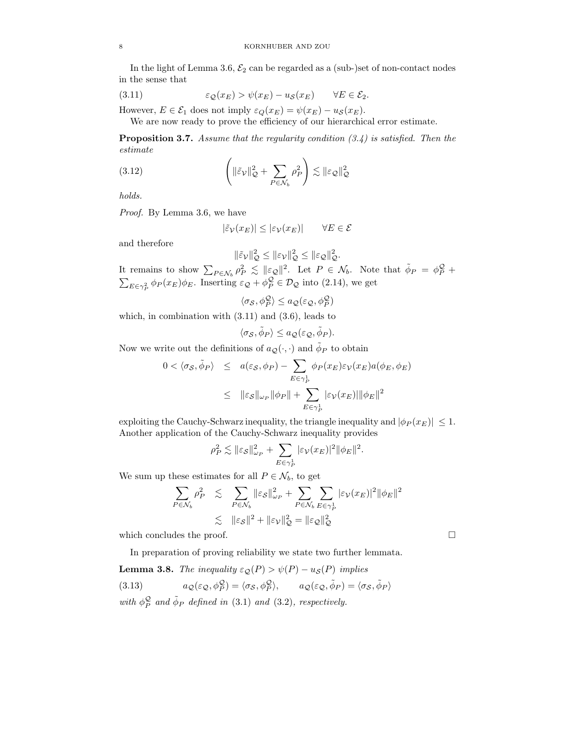In the light of Lemma 3.6, $\mathcal{E}_2$ can be regarded as a (sub-)set of non-contact nodes in the sense that

$$\varepsilon_{\mathcal{Q}}(x_E) > \psi(x_E) - u_{\mathcal{S}}(x_E) \qquad \forall E \in \mathcal{E}_2. \tag{3.11}$$

However, $E \in \mathcal{E}_1$ does not imply $\varepsilon_Q(x_E) = \psi(x_E) - u_{\mathcal{S}}(x_E)$.

We are now ready to prove the efficiency of our hierarchical error estimate.

**Proposition 3.7.** *Assume that the regularity condition (3.4) is satisfied. Then the estimate*

$$\left( \|\tilde{\varepsilon}_{\mathcal{V}}\|_{\mathcal{Q}}^2 + \sum_{P \in \mathcal{N}_b} \rho_P^2 \right) \lesssim \|\varepsilon_{\mathcal{Q}}\|_{\mathcal{Q}}^2 \tag{3.12}$$

*holds.*

*Proof.* By Lemma 3.6, we have

$$|\tilde{\varepsilon}_{\mathcal{V}}(x_E)| \leq |\varepsilon_{\mathcal{V}}(x_E)| \qquad \forall E \in \mathcal{E}$$

and therefore

$$\|\tilde{\varepsilon}_{\mathcal{V}}\|_{\mathcal{Q}}^2 \leq \|\varepsilon_{\mathcal{V}}\|_{\mathcal{Q}}^2 \leq \|\varepsilon_{\mathcal{Q}}\|_{\mathcal{Q}}^2.$$

It remains to show $\sum_{P \in \mathcal{N}_b} \rho_P^2 \lesssim \|\varepsilon_{\mathcal{Q}}\|^2$. Let $P \in \mathcal{N}_b$. Note that $\tilde{\phi}_P = \phi_P^{\mathcal{Q}} + \sum_{E \in \gamma_P^2} \phi_P(x_E)\phi_E$. Inserting $\varepsilon_{\mathcal{Q}} + \phi_P^{\mathcal{Q}} \in \mathcal{D}_{\mathcal{Q}}$ into (2.14), we get

$$\langle \sigma_{\mathcal{S}}, \phi_P^{\mathcal{Q}} \rangle \leq a_{\mathcal{Q}}(\varepsilon_{\mathcal{Q}}, \phi_P^{\mathcal{Q}})$$

which, in combination with (3.11) and (3.6), leads to

$$\langle \sigma_{\mathcal{S}}, \tilde{\phi}_P \rangle \leq a_{\mathcal{Q}}(\varepsilon_{\mathcal{Q}}, \tilde{\phi}_P).$$

Now we write out the definitions of $a_{\mathcal{Q}}(\cdot,\cdot)$ and $\tilde{\phi}_P$ to obtain

$$\begin{aligned} 0 < \langle \sigma_{\mathcal{S}}, \tilde{\phi}_P \rangle &\leq a(\varepsilon_{\mathcal{S}}, \phi_P) - \sum_{E \in \gamma_P^1} \phi_P(x_E)\varepsilon_{\mathcal{V}}(x_E) a(\phi_E, \phi_E) \\ &\leq \|\varepsilon_{\mathcal{S}}\|_{\omega_P} \|\phi_P\| + \sum_{E \in \gamma_P^1} |\varepsilon_{\mathcal{V}}(x_E)| \|\phi_E\|^2 \end{aligned}$$

exploiting the Cauchy-Schwarz inequality, the triangle inequality and $|\phi_P(x_E)| \leq 1$. Another application of the Cauchy-Schwarz inequality provides

$$\rho_P^2 \lesssim \|\varepsilon_{\mathcal{S}}\|_{\omega_P}^2 + \sum_{E \in \gamma_P^1} |\varepsilon_{\mathcal{V}}(x_E)|^2 \|\phi_E\|^2.$$

We sum up these estimates for all $P \in \mathcal{N}_b$, to get

$$\begin{aligned} \sum_{P \in \mathcal{N}_b} \rho_P^2 &\lesssim \sum_{P \in \mathcal{N}_b} \|\varepsilon_{\mathcal{S}}\|_{\omega_P}^2 + \sum_{P \in \mathcal{N}_b} \sum_{E \in \gamma_P^1} |\varepsilon_{\mathcal{V}}(x_E)|^2 \|\phi_E\|^2 \\ &\lesssim \|\varepsilon_{\mathcal{S}}\|^2 + \|\varepsilon_{\mathcal{V}}\|_{\mathcal{Q}}^2 = \|\varepsilon_{\mathcal{Q}}\|_{\mathcal{Q}}^2 \end{aligned}$$

which concludes the proof. $\square$

In preparation of proving reliability we state two further lemmata.

**Lemma 3.8.** *The inequality $\varepsilon_{\mathcal{Q}}(P) > \psi(P) - u_{\mathcal{S}}(P)$ implies*

$$a_{\mathcal{Q}}(\varepsilon_{\mathcal{Q}}, \phi_P^{\mathcal{Q}}) = \langle \sigma_{\mathcal{S}}, \phi_P^{\mathcal{Q}} \rangle, \qquad a_{\mathcal{Q}}(\varepsilon_{\mathcal{Q}}, \tilde{\phi}_P) = \langle \sigma_{\mathcal{S}}, \tilde{\phi}_P \rangle \tag{3.13}$$

*with $\phi_P^{\mathcal{Q}}$ and $\tilde{\phi}_P$ defined in (3.1) and (3.2), respectively.*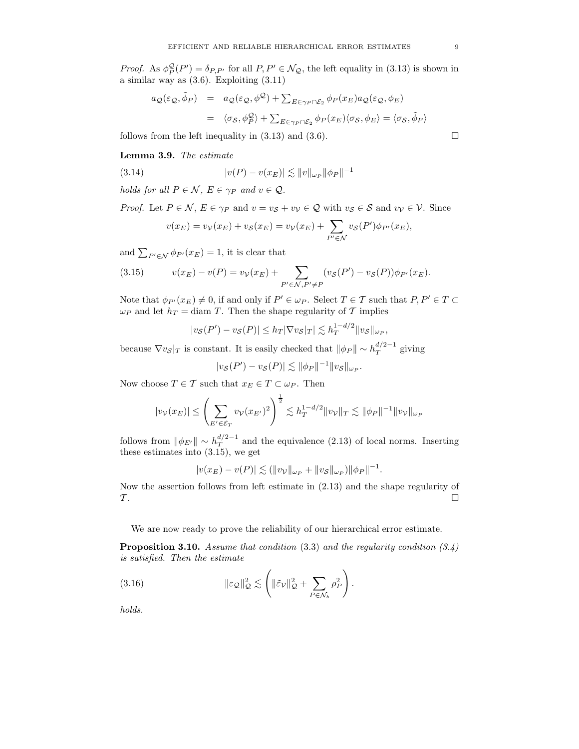*Proof.* As $\phi_P^{\mathcal{Q}}(P') = \delta_{P,P'}$ for all $P, P' \in \mathcal{N}_{\mathcal{Q}}$, the left equality in (3.13) is shown in a similar way as (3.6). Exploiting (3.11)

$$
\begin{aligned}
a_{\mathcal{Q}}(\varepsilon_{\mathcal{Q}}, \tilde{\phi}_P) &= a_{\mathcal{Q}}(\varepsilon_{\mathcal{Q}}, \phi^{\mathcal{Q}}) + \textstyle\sum_{E \in \gamma_P \cap \mathcal{E}_2} \phi_P(x_E) a_{\mathcal{Q}}(\varepsilon_{\mathcal{Q}}, \phi_E) \\
&= \langle \sigma_{\mathcal{S}}, \phi_P^{\mathcal{Q}} \rangle + \textstyle\sum_{E \in \gamma_P \cap \mathcal{E}_2} \phi_P(x_E) \langle \sigma_{\mathcal{S}}, \phi_E \rangle = \langle \sigma_{\mathcal{S}}, \tilde{\phi}_P \rangle
\end{aligned}
$$

follows from the left inequality in (3.13) and (3.6). $\square$

**Lemma 3.9.** *The estimate*

$$
|v(P) - v(x_E)| \lesssim \|v\|_{\omega_P} \|\phi_P\|^{-1} \tag{3.14}
$$

*holds for all $P \in \mathcal{N}$, $E \in \gamma_P$ and $v \in \mathcal{Q}$.*

*Proof.* Let $P \in \mathcal{N}$, $E \in \gamma_P$ and $v = v_{\mathcal{S}} + v_{\mathcal{V}} \in \mathcal{Q}$ with $v_{\mathcal{S}} \in \mathcal{S}$ and $v_{\mathcal{V}} \in \mathcal{V}$. Since

$$
v(x_E) = v_{\mathcal{V}}(x_E) + v_{\mathcal{S}}(x_E) = v_{\mathcal{V}}(x_E) + \sum_{P' \in \mathcal{N}} v_{\mathcal{S}}(P') \phi_{P'}(x_E),
$$

and $\sum_{P' \in \mathcal{N}} \phi_{P'}(x_E) = 1$, it is clear that

$$
v(x_E) - v(P) = v_{\mathcal{V}}(x_E) + \sum_{P' \in \mathcal{N}, P' \neq P} (v_{\mathcal{S}}(P') - v_{\mathcal{S}}(P)) \phi_{P'}(x_E). \tag{3.15}
$$

Note that $\phi_{P'}(x_E) \neq 0$, if and only if $P' \in \omega_P$. Select $T \in \mathcal{T}$ such that $P, P' \in T \subset \omega_P$ and let $h_T = \operatorname{diam} T$. Then the shape regularity of $\mathcal{T}$ implies

$$
|v_{\mathcal{S}}(P') - v_{\mathcal{S}}(P)| \leq h_T |\nabla v_{\mathcal{S}}|_T| \lesssim h_T^{1-d/2} \|v_{\mathcal{S}}\|_{\omega_P},
$$

because $\nabla v_{\mathcal{S}}|_T$ is constant. It is easily checked that $\|\phi_P\| \sim h_T^{d/2-1}$ giving

$$
|v_{\mathcal{S}}(P') - v_{\mathcal{S}}(P)| \lesssim \|\phi_P\|^{-1} \|v_{\mathcal{S}}\|_{\omega_P}.
$$

Now choose $T \in \mathcal{T}$ such that $x_E \in T \subset \omega_P$. Then

$$
|v_{\mathcal{V}}(x_E)| \leq \left( \sum_{E' \in \mathcal{E}_T} v_{\mathcal{V}}(x_{E'})^2 \right)^{\frac{1}{2}} \lesssim h_T^{1-d/2} \|v_{\mathcal{V}}\|_T \lesssim \|\phi_P\|^{-1} \|v_{\mathcal{V}}\|_{\omega_P}
$$

follows from $\|\phi_{E'}\| \sim h_T^{d/2-1}$ and the equivalence (2.13) of local norms. Inserting these estimates into (3.15), we get

$$
|v(x_E) - v(P)| \lesssim (\|v_{\mathcal{V}}\|_{\omega_P} + \|v_{\mathcal{S}}\|_{\omega_P}) \|\phi_P\|^{-1}.
$$

Now the assertion follows from left estimate in (2.13) and the shape regularity of $\mathcal{T}$. $\square$

We are now ready to prove the reliability of our hierarchical error estimate.

**Proposition 3.10.** *Assume that condition* (3.3) *and the regularity condition (3.4) is satisfied. Then the estimate*

$$
\|\varepsilon_{\mathcal{Q}}\|_{\mathcal{Q}}^2 \lesssim \left( \|\tilde{\varepsilon}_{\mathcal{V}}\|_{\mathcal{Q}}^2 + \sum_{P \in \mathcal{N}_b} \rho_P^2 \right). \tag{3.16}
$$

*holds.*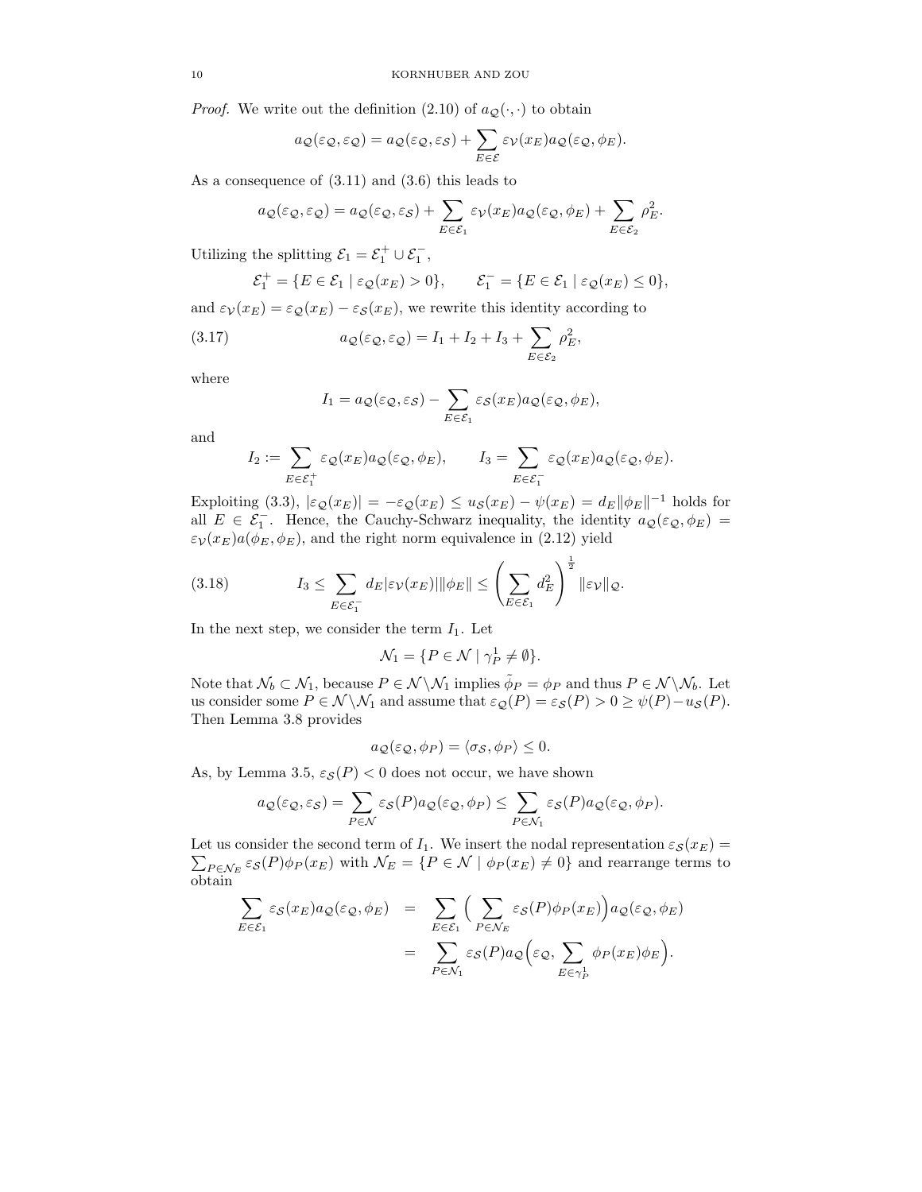*Proof.* We write out the definition (2.10) of $a_{\mathcal{Q}}(\cdot,\cdot)$ to obtain

$$a_{\mathcal{Q}}(\varepsilon_{\mathcal{Q}},\varepsilon_{\mathcal{Q}}) = a_{\mathcal{Q}}(\varepsilon_{\mathcal{Q}},\varepsilon_{\mathcal{S}}) + \sum_{E\in\mathcal{E}} \varepsilon_{\mathcal{V}}(x_E) a_{\mathcal{Q}}(\varepsilon_{\mathcal{Q}},\phi_E).$$

As a consequence of (3.11) and (3.6) this leads to

$$a_{\mathcal{Q}}(\varepsilon_{\mathcal{Q}},\varepsilon_{\mathcal{Q}}) = a_{\mathcal{Q}}(\varepsilon_{\mathcal{Q}},\varepsilon_{\mathcal{S}}) + \sum_{E\in\mathcal{E}_1} \varepsilon_{\mathcal{V}}(x_E) a_{\mathcal{Q}}(\varepsilon_{\mathcal{Q}},\phi_E) + \sum_{E\in\mathcal{E}_2} \rho_E^2.$$

Utilizing the splitting $\mathcal{E}_1 = \mathcal{E}_1^+ \cup \mathcal{E}_1^-$,

$$\mathcal{E}_1^+ = \{E\in\mathcal{E}_1 \mid \varepsilon_{\mathcal{Q}}(x_E) > 0\}, \qquad \mathcal{E}_1^- = \{E\in\mathcal{E}_1 \mid \varepsilon_{\mathcal{Q}}(x_E) \le 0\},$$

and $\varepsilon_{\mathcal{V}}(x_E) = \varepsilon_{\mathcal{Q}}(x_E) - \varepsilon_{\mathcal{S}}(x_E)$, we rewrite this identity according to

$$a_{\mathcal{Q}}(\varepsilon_{\mathcal{Q}},\varepsilon_{\mathcal{Q}}) = I_1 + I_2 + I_3 + \sum_{E\in\mathcal{E}_2} \rho_E^2, \tag{3.17}$$

where

$$I_1 = a_{\mathcal{Q}}(\varepsilon_{\mathcal{Q}},\varepsilon_{\mathcal{S}}) - \sum_{E\in\mathcal{E}_1} \varepsilon_{\mathcal{S}}(x_E) a_{\mathcal{Q}}(\varepsilon_{\mathcal{Q}},\phi_E),$$

and

$$I_2 := \sum_{E\in\mathcal{E}_1^+} \varepsilon_{\mathcal{Q}}(x_E) a_{\mathcal{Q}}(\varepsilon_{\mathcal{Q}},\phi_E), \qquad I_3 = \sum_{E\in\mathcal{E}_1^-} \varepsilon_{\mathcal{Q}}(x_E) a_{\mathcal{Q}}(\varepsilon_{\mathcal{Q}},\phi_E).$$

Exploiting (3.3), $|\varepsilon_{\mathcal{Q}}(x_E)| = -\varepsilon_{\mathcal{Q}}(x_E) \le u_{\mathcal{S}}(x_E) - \psi(x_E) = d_E\|\phi_E\|^{-1}$ holds for all $E\in\mathcal{E}_1^-$. Hence, the Cauchy-Schwarz inequality, the identity $a_{\mathcal{Q}}(\varepsilon_{\mathcal{Q}},\phi_E) = \varepsilon_{\mathcal{V}}(x_E)a(\phi_E,\phi_E)$, and the right norm equivalence in (2.12) yield

$$I_3 \le \sum_{E\in\mathcal{E}_1^-} d_E|\varepsilon_{\mathcal{V}}(x_E)|\|\phi_E\| \le \left(\sum_{E\in\mathcal{E}_1} d_E^2\right)^{\frac{1}{2}} \|\varepsilon_{\mathcal{V}}\|_{\mathcal{Q}}. \tag{3.18}$$

In the next step, we consider the term $I_1$. Let

$$\mathcal{N}_1 = \{P\in\mathcal{N} \mid \gamma_P^1 \ne \emptyset\}.$$

Note that $\mathcal{N}_b \subset \mathcal{N}_1$, because $P\in\mathcal{N}\backslash\mathcal{N}_1$ implies $\tilde{\phi}_P = \phi_P$ and thus $P\in\mathcal{N}\backslash\mathcal{N}_b$. Let us consider some $P\in\mathcal{N}\backslash\mathcal{N}_1$ and assume that $\varepsilon_{\mathcal{Q}}(P) = \varepsilon_{\mathcal{S}}(P) > 0 \ge \psi(P) - u_{\mathcal{S}}(P)$. Then Lemma 3.8 provides

$$a_{\mathcal{Q}}(\varepsilon_{\mathcal{Q}},\phi_P) = \langle\sigma_{\mathcal{S}},\phi_P\rangle \le 0.$$

As, by Lemma 3.5, $\varepsilon_{\mathcal{S}}(P) < 0$ does not occur, we have shown

$$a_{\mathcal{Q}}(\varepsilon_{\mathcal{Q}},\varepsilon_{\mathcal{S}}) = \sum_{P\in\mathcal{N}} \varepsilon_{\mathcal{S}}(P) a_{\mathcal{Q}}(\varepsilon_{\mathcal{Q}},\phi_P) \le \sum_{P\in\mathcal{N}_1} \varepsilon_{\mathcal{S}}(P) a_{\mathcal{Q}}(\varepsilon_{\mathcal{Q}},\phi_P).$$

Let us consider the second term of $I_1$. We insert the nodal representation $\varepsilon_{\mathcal{S}}(x_E) = \sum_{P\in\mathcal{N}_E} \varepsilon_{\mathcal{S}}(P)\phi_P(x_E)$ with $\mathcal{N}_E = \{P\in\mathcal{N} \mid \phi_P(x_E) \ne 0\}$ and rearrange terms to obtain

$$\begin{aligned}
\sum_{E\in\mathcal{E}_1} \varepsilon_{\mathcal{S}}(x_E) a_{\mathcal{Q}}(\varepsilon_{\mathcal{Q}},\phi_E) &= \sum_{E\in\mathcal{E}_1} \Big(\sum_{P\in\mathcal{N}_E} \varepsilon_{\mathcal{S}}(P)\phi_P(x_E)\Big) a_{\mathcal{Q}}(\varepsilon_{\mathcal{Q}},\phi_E) \\
&= \sum_{P\in\mathcal{N}_1} \varepsilon_{\mathcal{S}}(P) a_{\mathcal{Q}}\Big(\varepsilon_{\mathcal{Q}}, \sum_{E\in\gamma_P^1} \phi_P(x_E)\phi_E\Big).
\end{aligned}$$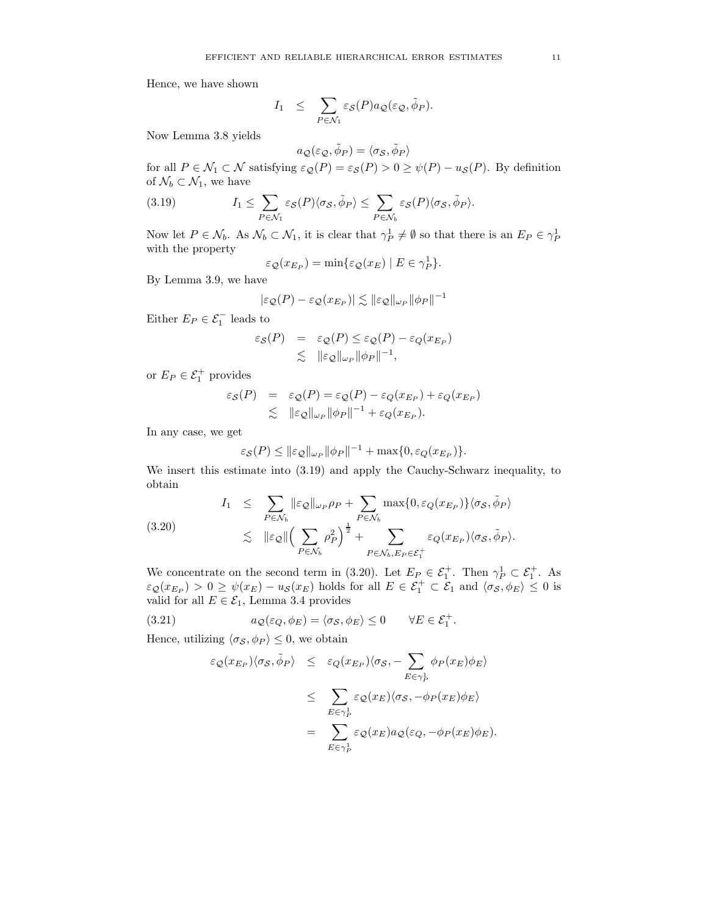Hence, we have shown

$$I_1 \quad \leq \quad \sum_{P \in \mathcal{N}_1} \varepsilon_{\mathcal{S}}(P) a_{\mathcal{Q}}(\varepsilon_{\mathcal{Q}}, \tilde{\phi}_P).$$

Now Lemma 3.8 yields

$$a_{\mathcal{Q}}(\varepsilon_{\mathcal{Q}}, \tilde{\phi}_P) = \langle \sigma_{\mathcal{S}}, \tilde{\phi}_P \rangle$$

for all $P \in \mathcal{N}_1 \subset \mathcal{N}$ satisfying $\varepsilon_{\mathcal{Q}}(P) = \varepsilon_{\mathcal{S}}(P) > 0 \geq \psi(P) - u_{\mathcal{S}}(P)$. By definition of $\mathcal{N}_b \subset \mathcal{N}_1$, we have

$$I_1 \leq \sum_{P \in \mathcal{N}_1} \varepsilon_{\mathcal{S}}(P) \langle \sigma_{\mathcal{S}}, \tilde{\phi}_P \rangle \leq \sum_{P \in \mathcal{N}_b} \varepsilon_{\mathcal{S}}(P) \langle \sigma_{\mathcal{S}}, \tilde{\phi}_P \rangle. \tag{3.19}$$

Now let $P \in \mathcal{N}_b$. As $\mathcal{N}_b \subset \mathcal{N}_1$, it is clear that $\gamma_P^1 \neq \emptyset$ so that there is an $E_P \in \gamma_P^1$ with the property

$$\varepsilon_{\mathcal{Q}}(x_{E_P}) = \min\{\varepsilon_{\mathcal{Q}}(x_E) \mid E \in \gamma_P^1\}.$$

By Lemma 3.9, we have

$$|\varepsilon_{\mathcal{Q}}(P) - \varepsilon_{\mathcal{Q}}(x_{E_P})| \lesssim \|\varepsilon_{\mathcal{Q}}\|_{\omega_P} \|\phi_P\|^{-1}$$

Either $E_P \in \mathcal{E}_1^-$ leads to

$$\begin{aligned} \varepsilon_{\mathcal{S}}(P) &= \varepsilon_{\mathcal{Q}}(P) \leq \varepsilon_{\mathcal{Q}}(P) - \varepsilon_{Q}(x_{E_P}) \\ &\lesssim \|\varepsilon_{\mathcal{Q}}\|_{\omega_P} \|\phi_P\|^{-1}, \end{aligned}$$

or $E_P \in \mathcal{E}_1^+$ provides

$$\begin{aligned} \varepsilon_{\mathcal{S}}(P) &= \varepsilon_{\mathcal{Q}}(P) = \varepsilon_{\mathcal{Q}}(P) - \varepsilon_{Q}(x_{E_P}) + \varepsilon_{Q}(x_{E_P}) \\ &\lesssim \|\varepsilon_{\mathcal{Q}}\|_{\omega_P} \|\phi_P\|^{-1} + \varepsilon_{Q}(x_{E_P}). \end{aligned}$$

In any case, we get

$$\varepsilon_{\mathcal{S}}(P) \leq \|\varepsilon_{\mathcal{Q}}\|_{\omega_P} \|\phi_P\|^{-1} + \max\{0, \varepsilon_{Q}(x_{E_P})\}.$$

We insert this estimate into (3.19) and apply the Cauchy-Schwarz inequality, to obtain

$$\begin{aligned} I_1 &\leq \sum_{P \in \mathcal{N}_b} \|\varepsilon_{\mathcal{Q}}\|_{\omega_P} \rho_P + \sum_{P \in \mathcal{N}_b} \max\{0, \varepsilon_{Q}(x_{E_P})\} \langle \sigma_{\mathcal{S}}, \tilde{\phi}_P \rangle \\ &\lesssim \|\varepsilon_{\mathcal{Q}}\| \Big( \sum_{P \in \mathcal{N}_b} \rho_P^2 \Big)^{\frac{1}{2}} + \sum_{P \in \mathcal{N}_b, E_P \in \mathcal{E}_1^+} \varepsilon_{Q}(x_{E_P}) \langle \sigma_{\mathcal{S}}, \tilde{\phi}_P \rangle. \end{aligned} \tag{3.20}$$

We concentrate on the second term in (3.20). Let $E_P \in \mathcal{E}_1^+$. Then $\gamma_P^1 \subset \mathcal{E}_1^+$. As $\varepsilon_{\mathcal{Q}}(x_{E_P}) > 0 \geq \psi(x_E) - u_{\mathcal{S}}(x_E)$ holds for all $E \in \mathcal{E}_1^+ \subset \mathcal{E}_1$ and $\langle \sigma_{\mathcal{S}}, \phi_E \rangle \leq 0$ is valid for all $E \in \mathcal{E}_1$, Lemma 3.4 provides

$$a_{\mathcal{Q}}(\varepsilon_{Q}, \phi_E) = \langle \sigma_{\mathcal{S}}, \phi_E \rangle \leq 0 \qquad \forall E \in \mathcal{E}_1^+. \tag{3.21}$$

Hence, utilizing $\langle \sigma_{\mathcal{S}}, \phi_P \rangle \leq 0$, we obtain

$$\begin{aligned} \varepsilon_{\mathcal{Q}}(x_{E_P}) \langle \sigma_{\mathcal{S}}, \tilde{\phi}_P \rangle &\leq \varepsilon_{Q}(x_{E_P}) \langle \sigma_{\mathcal{S}}, -\sum_{E \in \gamma_P^1} \phi_P(x_E) \phi_E \rangle \\ &\leq \sum_{E \in \gamma_P^1} \varepsilon_{\mathcal{Q}}(x_E) \langle \sigma_{\mathcal{S}}, -\phi_P(x_E) \phi_E \rangle \\ &= \sum_{E \in \gamma_P^1} \varepsilon_{\mathcal{Q}}(x_E) a_{\mathcal{Q}}(\varepsilon_{Q}, -\phi_P(x_E) \phi_E). \end{aligned}$$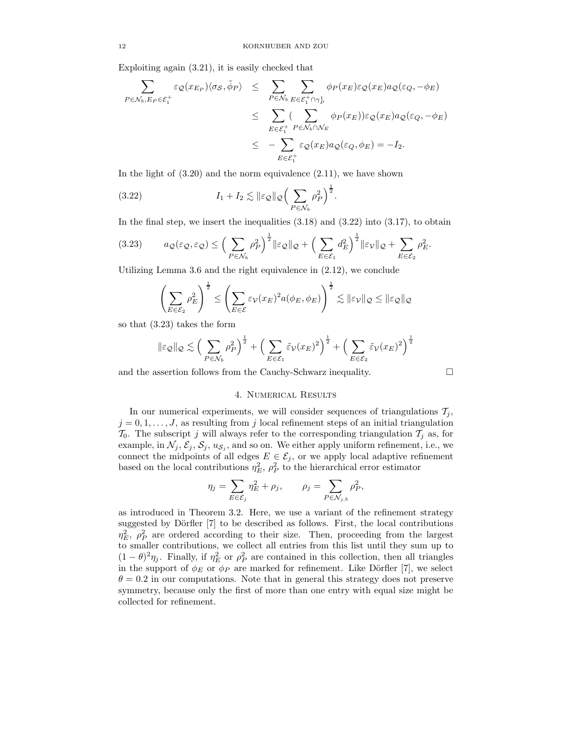Exploiting again (3.21), it is easily checked that

$$
\begin{aligned}
\sum_{P\in\mathcal{N}_b, E_P\in\mathcal{E}_1^+} \varepsilon_\mathcal{Q}(x_{E_P})\langle\sigma_\mathcal{S},\tilde{\phi}_P\rangle &\le \sum_{P\in\mathcal{N}_b}\sum_{E\in\mathcal{E}_1^+\cap\gamma_P^1} \phi_P(x_E)\varepsilon_\mathcal{Q}(x_E)a_\mathcal{Q}(\varepsilon_Q,-\phi_E)\\
&\le \sum_{E\in\mathcal{E}_1^+}\Big(\sum_{P\in\mathcal{N}_b\cap\mathcal{N}_E}\phi_P(x_E)\Big)\varepsilon_\mathcal{Q}(x_E)a_\mathcal{Q}(\varepsilon_Q,-\phi_E)\\
&\le -\sum_{E\in\mathcal{E}_1^+}\varepsilon_\mathcal{Q}(x_E)a_\mathcal{Q}(\varepsilon_Q,\phi_E) = -I_2.
\end{aligned}
$$

In the light of (3.20) and the norm equivalence (2.11), we have shown

$$
I_1 + I_2 \lesssim \|\varepsilon_\mathcal{Q}\|_\mathcal{Q}\Big(\sum_{P\in\mathcal{N}_b}\rho_P^2\Big)^{\frac{1}{2}}. \tag{3.22}
$$

In the final step, we insert the inequalities (3.18) and (3.22) into (3.17), to obtain

$$
a_\mathcal{Q}(\varepsilon_\mathcal{Q},\varepsilon_\mathcal{Q}) \le \Big(\sum_{P\in\mathcal{N}_b}\rho_P^2\Big)^{\frac{1}{2}}\|\varepsilon_\mathcal{Q}\|_\mathcal{Q} + \Big(\sum_{E\in\mathcal{E}_1}d_E^2\Big)^{\frac{1}{2}}\|\varepsilon_\mathcal{V}\|_\mathcal{Q} + \sum_{E\in\mathcal{E}_2}\rho_E^2. \tag{3.23}
$$

Utilizing Lemma 3.6 and the right equivalence in (2.12), we conclude

$$
\left(\sum_{E\in\mathcal{E}_2}\rho_E^2\right)^{\frac{1}{2}} \le \left(\sum_{E\in\mathcal{E}}\varepsilon_\mathcal{V}(x_E)^2 a(\phi_E,\phi_E)\right)^{\frac{1}{2}} \lesssim \|\varepsilon_\mathcal{V}\|_\mathcal{Q} \le \|\varepsilon_\mathcal{Q}\|_\mathcal{Q}
$$

so that (3.23) takes the form

$$
\|\varepsilon_\mathcal{Q}\|_\mathcal{Q} \lesssim \Big(\sum_{P\in\mathcal{N}_b}\rho_P^2\Big)^{\frac{1}{2}} + \Big(\sum_{E\in\mathcal{E}_1}\tilde{\varepsilon}_\mathcal{V}(x_E)^2\Big)^{\frac{1}{2}} + \Big(\sum_{E\in\mathcal{E}_2}\tilde{\varepsilon}_\mathcal{V}(x_E)^2\Big)^{\frac{1}{2}}
$$

and the assertion follows from the Cauchy-Schwarz inequality. □

## 4. Numerical Results

In our numerical experiments, we will consider sequences of triangulations $\mathcal{T}_j$, $j = 0, 1, \ldots, J$, as resulting from $j$ local refinement steps of an initial triangulation $\mathcal{T}_0$. The subscript $j$ will always refer to the corresponding triangulation $\mathcal{T}_j$ as, for example, in $\mathcal{N}_j$, $\mathcal{E}_j$, $\mathcal{S}_j$, $u_{\mathcal{S}_j}$, and so on. We either apply uniform refinement, i.e., we connect the midpoints of all edges $E \in \mathcal{E}_j$, or we apply local adaptive refinement based on the local contributions $\eta_E^2$, $\rho_P^2$ to the hierarchical error estimator

$$
\eta_j = \sum_{E\in\mathcal{E}_j}\eta_E^2 + \rho_j, \qquad \rho_j = \sum_{P\in\mathcal{N}_{j,b}}\rho_P^2,
$$

as introduced in Theorem 3.2. Here, we use a variant of the refinement strategy suggested by Dörfler [7] to be described as follows. First, the local contributions $\eta_E^2$, $\rho_P^2$ are ordered according to their size. Then, proceeding from the largest to smaller contributions, we collect all entries from this list until they sum up to $(1-\theta)^2\eta_j$. Finally, if $\eta_E^2$ or $\rho_P^2$ are contained in this collection, then all triangles in the support of $\phi_E$ or $\phi_P$ are marked for refinement. Like Dörfler [7], we select $\theta = 0.2$ in our computations. Note that in general this strategy does not preserve symmetry, because only the first of more than one entry with equal size might be collected for refinement.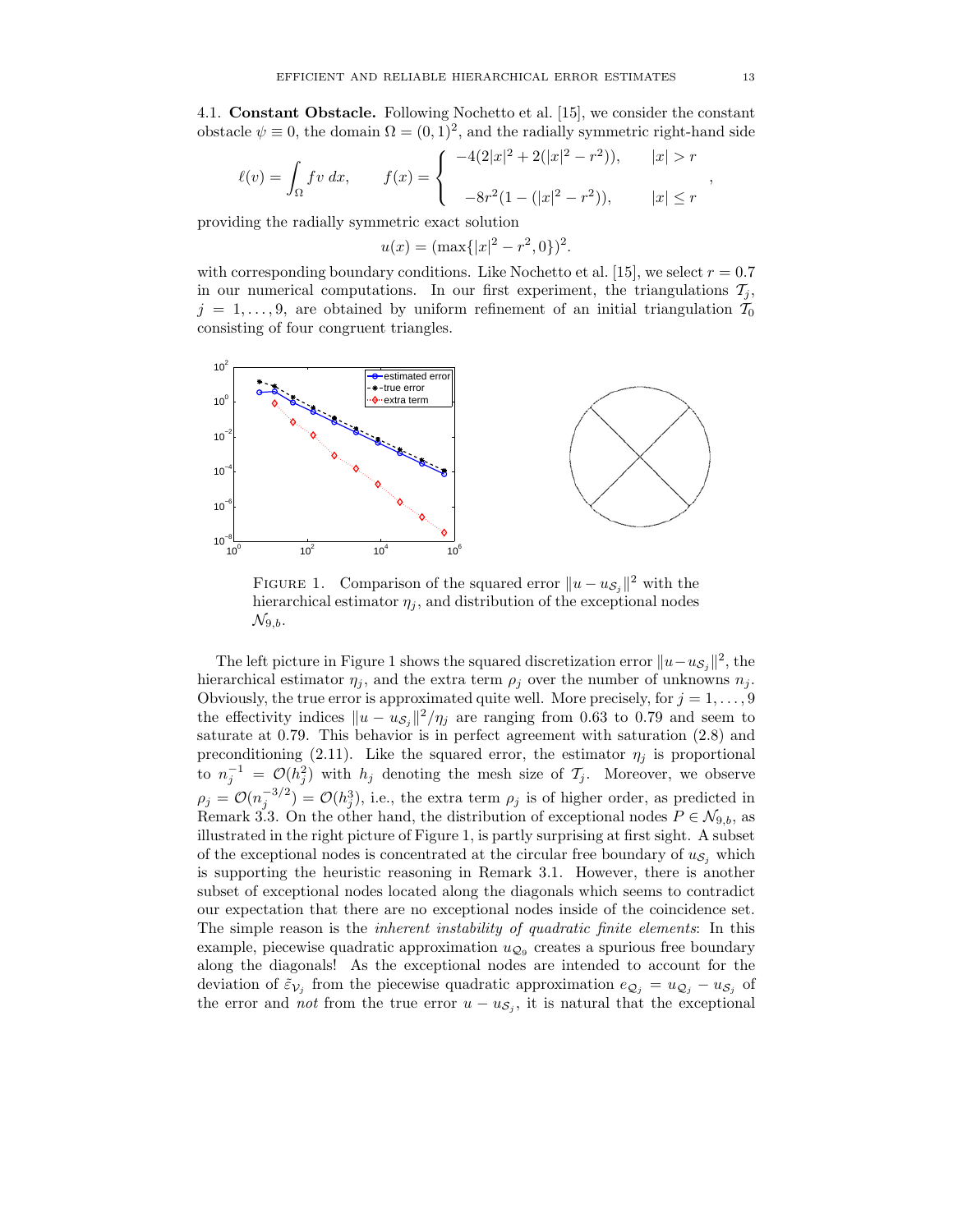4.1. **Constant Obstacle.** Following Nochetto et al. [15], we consider the constant obstacle $\psi \equiv 0$, the domain $\Omega = (0,1)^2$, and the radially symmetric right-hand side

$$\ell(v) = \int_\Omega f v \, dx, \qquad f(x) = \begin{cases} -4(2|x|^2 + 2(|x|^2 - r^2)), & |x| > r \\ \\ -8r^2(1 - (|x|^2 - r^2)), & |x| \le r \end{cases},$$

providing the radially symmetric exact solution

$$u(x) = (\max\{|x|^2 - r^2, 0\})^2.$$

with corresponding boundary conditions. Like Nochetto et al. [15], we select $r = 0.7$ in our numerical computations. In our first experiment, the triangulations $\mathcal{T}_j$, $j = 1, \ldots, 9$, are obtained by uniform refinement of an initial triangulation $\mathcal{T}_0$ consisting of four congruent triangles.

FIGURE 1. Comparison of the squared error $\|u - u_{\mathcal{S}_j}\|^2$ with the hierarchical estimator $\eta_j$, and distribution of the exceptional nodes $\mathcal{N}_{9,b}$.

The left picture in Figure 1 shows the squared discretization error $\|u - u_{\mathcal{S}_j}\|^2$, the hierarchical estimator $\eta_j$, and the extra term $\rho_j$ over the number of unknowns $n_j$. Obviously, the true error is approximated quite well. More precisely, for $j = 1, \ldots, 9$ the effectivity indices $\|u - u_{\mathcal{S}_j}\|^2/\eta_j$ are ranging from 0.63 to 0.79 and seem to saturate at 0.79. This behavior is in perfect agreement with saturation (2.8) and preconditioning (2.11). Like the squared error, the estimator $\eta_j$ is proportional to $n_j^{-1} = \mathcal{O}(h_j^2)$ with $h_j$ denoting the mesh size of $\mathcal{T}_j$. Moreover, we observe $\rho_j = \mathcal{O}(n_j^{-3/2}) = \mathcal{O}(h_j^3)$, i.e., the extra term $\rho_j$ is of higher order, as predicted in Remark 3.3. On the other hand, the distribution of exceptional nodes $P \in \mathcal{N}_{9,b}$, as illustrated in the right picture of Figure 1, is partly surprising at first sight. A subset of the exceptional nodes is concentrated at the circular free boundary of $u_{\mathcal{S}_j}$ which is supporting the heuristic reasoning in Remark 3.1. However, there is another subset of exceptional nodes located along the diagonals which seems to contradict our expectation that there are no exceptional nodes inside of the coincidence set. The simple reason is the *inherent instability of quadratic finite elements*: In this example, piecewise quadratic approximation $u_{\mathcal{Q}_9}$ creates a spurious free boundary along the diagonals! As the exceptional nodes are intended to account for the deviation of $\tilde{\varepsilon}_{\mathcal{V}_j}$ from the piecewise quadratic approximation $e_{\mathcal{Q}_j} = u_{\mathcal{Q}_j} - u_{\mathcal{S}_j}$ of the error and *not* from the true error $u - u_{\mathcal{S}_j}$, it is natural that the exceptional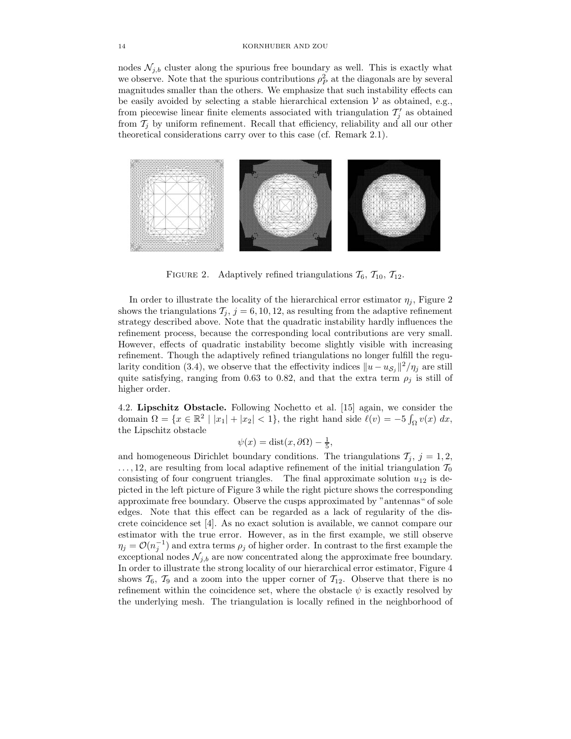nodes $\mathcal{N}_{j,b}$ cluster along the spurious free boundary as well. This is exactly what we observe. Note that the spurious contributions $\rho_P^2$ at the diagonals are by several magnitudes smaller than the others. We emphasize that such instability effects can be easily avoided by selecting a stable hierarchical extension $\mathcal{V}$ as obtained, e.g., from piecewise linear finite elements associated with triangulation $\mathcal{T}_j'$ as obtained from $\mathcal{T}_j$ by uniform refinement. Recall that efficiency, reliability and all our other theoretical considerations carry over to this case (cf. Remark 2.1).

FIGURE 2. Adaptively refined triangulations $\mathcal{T}_6$, $\mathcal{T}_{10}$, $\mathcal{T}_{12}$.

In order to illustrate the locality of the hierarchical error estimator $\eta_j$, Figure 2 shows the triangulations $\mathcal{T}_j$, $j = 6, 10, 12$, as resulting from the adaptive refinement strategy described above. Note that the quadratic instability hardly influences the refinement process, because the corresponding local contributions are very small. However, effects of quadratic instability become slightly visible with increasing refinement. Though the adaptively refined triangulations no longer fulfill the regularity condition (3.4), we observe that the effectivity indices $\|u - u_{\mathcal{S}_j}\|^2/\eta_j$ are still quite satisfying, ranging from 0.63 to 0.82, and that the extra term $\rho_j$ is still of higher order.

4.2. **Lipschitz Obstacle.** Following Nochetto et al. [15] again, we consider the domain $\Omega = \{x \in \mathbb{R}^2 \mid |x_1| + |x_2| < 1\}$, the right hand side $\ell(v) = -5\int_\Omega v(x)\,dx$, the Lipschitz obstacle

$$\psi(x) = \operatorname{dist}(x, \partial\Omega) - \tfrac{1}{5},$$

and homogeneous Dirichlet boundary conditions. The triangulations $\mathcal{T}_j$, $j = 1, 2, \ldots, 12$, are resulting from local adaptive refinement of the initial triangulation $\mathcal{T}_0$ consisting of four congruent triangles. The final approximate solution $u_{12}$ is depicted in the left picture of Figure 3 while the right picture shows the corresponding approximate free boundary. Observe the cusps approximated by "antennas" of sole edges. Note that this effect can be regarded as a lack of regularity of the discrete coincidence set [4]. As no exact solution is available, we cannot compare our estimator with the true error. However, as in the first example, we still observe $\eta_j = \mathcal{O}(n_j^{-1})$ and extra terms $\rho_j$ of higher order. In contrast to the first example the exceptional nodes $\mathcal{N}_{j,b}$ are now concentrated along the approximate free boundary. In order to illustrate the strong locality of our hierarchical error estimator, Figure 4 shows $\mathcal{T}_6$, $\mathcal{T}_9$ and a zoom into the upper corner of $\mathcal{T}_{12}$. Observe that there is no refinement within the coincidence set, where the obstacle $\psi$ is exactly resolved by the underlying mesh. The triangulation is locally refined in the neighborhood of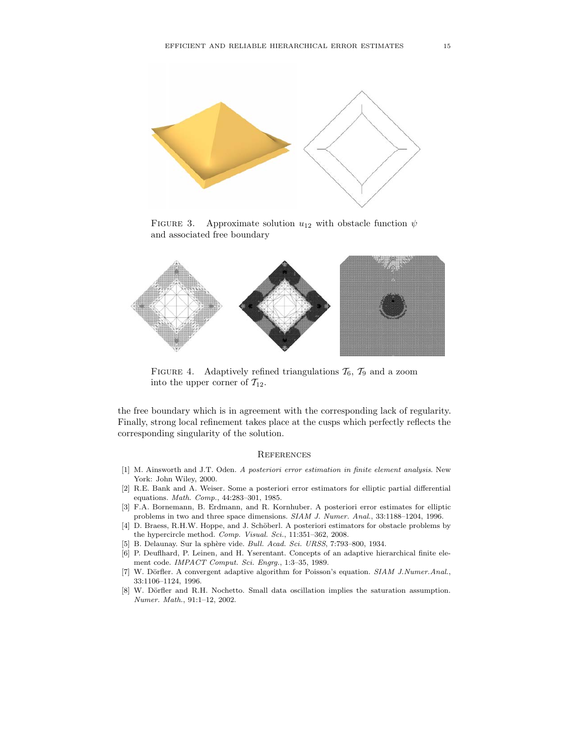FIGURE 3. Approximate solution $u_{12}$ with obstacle function $\psi$ and associated free boundary

FIGURE 4. Adaptively refined triangulations $\mathcal{T}_6$, $\mathcal{T}_9$ and a zoom into the upper corner of $\mathcal{T}_{12}$.

the free boundary which is in agreement with the corresponding lack of regularity. Finally, strong local refinement takes place at the cusps which perfectly reflects the corresponding singularity of the solution.

## REFERENCES

[1] M. Ainsworth and J.T. Oden. *A posteriori error estimation in finite element analysis*. New York: John Wiley, 2000.

[2] R.E. Bank and A. Weiser. Some a posteriori error estimators for elliptic partial differential equations. *Math. Comp.*, 44:283–301, 1985.

[3] F.A. Bornemann, B. Erdmann, and R. Kornhuber. A posteriori error estimates for elliptic problems in two and three space dimensions. *SIAM J. Numer. Anal.*, 33:1188–1204, 1996.

[4] D. Braess, R.H.W. Hoppe, and J. Schöberl. A posteriori estimators for obstacle problems by the hypercircle method. *Comp. Visual. Sci.*, 11:351–362, 2008.

[5] B. Delaunay. Sur la sphère vide. *Bull. Acad. Sci. URSS*, 7:793–800, 1934.

[6] P. Deuflhard, P. Leinen, and H. Yserentant. Concepts of an adaptive hierarchical finite element code. *IMPACT Comput. Sci. Engrg.*, 1:3–35, 1989.

[7] W. Dörfler. A convergent adaptive algorithm for Poisson's equation. *SIAM J.Numer.Anal.*, 33:1106–1124, 1996.

[8] W. Dörfler and R.H. Nochetto. Small data oscillation implies the saturation assumption. *Numer. Math.*, 91:1–12, 2002.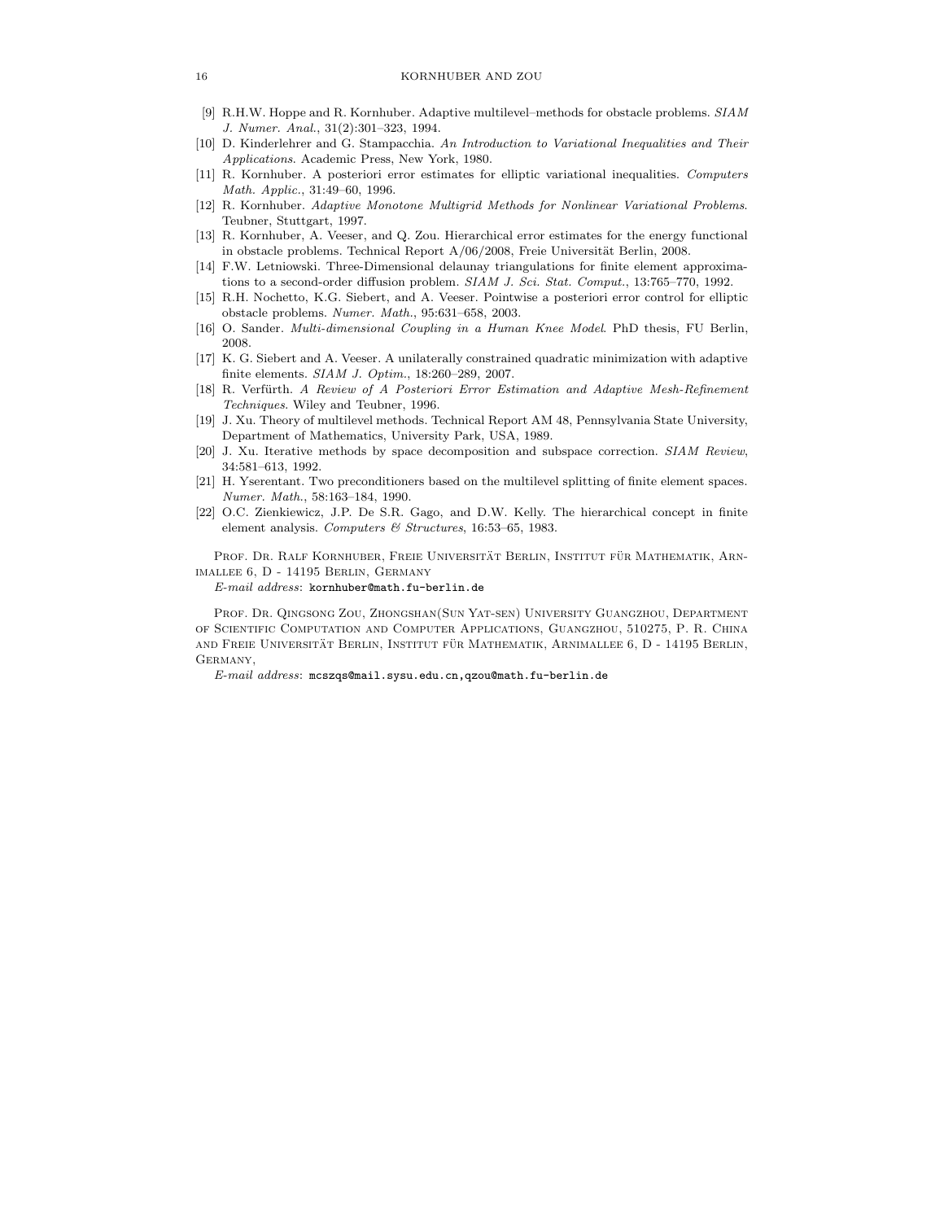[9] R.H.W. Hoppe and R. Kornhuber. Adaptive multilevel–methods for obstacle problems. *SIAM J. Numer. Anal.*, 31(2):301–323, 1994.

[10] D. Kinderlehrer and G. Stampacchia. *An Introduction to Variational Inequalities and Their Applications*. Academic Press, New York, 1980.

[11] R. Kornhuber. A posteriori error estimates for elliptic variational inequalities. *Computers Math. Applic.*, 31:49–60, 1996.

[12] R. Kornhuber. *Adaptive Monotone Multigrid Methods for Nonlinear Variational Problems*. Teubner, Stuttgart, 1997.

[13] R. Kornhuber, A. Veeser, and Q. Zou. Hierarchical error estimates for the energy functional in obstacle problems. Technical Report A/06/2008, Freie Universität Berlin, 2008.

[14] F.W. Letniowski. Three-Dimensional delaunay triangulations for finite element approximations to a second-order diffusion problem. *SIAM J. Sci. Stat. Comput.*, 13:765–770, 1992.

[15] R.H. Nochetto, K.G. Siebert, and A. Veeser. Pointwise a posteriori error control for elliptic obstacle problems. *Numer. Math.*, 95:631–658, 2003.

[16] O. Sander. *Multi-dimensional Coupling in a Human Knee Model*. PhD thesis, FU Berlin, 2008.

[17] K. G. Siebert and A. Veeser. A unilaterally constrained quadratic minimization with adaptive finite elements. *SIAM J. Optim.*, 18:260–289, 2007.

[18] R. Verfürth. *A Review of A Posteriori Error Estimation and Adaptive Mesh-Refinement Techniques*. Wiley and Teubner, 1996.

[19] J. Xu. Theory of multilevel methods. Technical Report AM 48, Pennsylvania State University, Department of Mathematics, University Park, USA, 1989.

[20] J. Xu. Iterative methods by space decomposition and subspace correction. *SIAM Review*, 34:581–613, 1992.

[21] H. Yserentant. Two preconditioners based on the multilevel splitting of finite element spaces. *Numer. Math.*, 58:163–184, 1990.

[22] O.C. Zienkiewicz, J.P. De S.R. Gago, and D.W. Kelly. The hierarchical concept in finite element analysis. *Computers & Structures*, 16:53–65, 1983.

Prof. Dr. Ralf Kornhuber, Freie Universität Berlin, Institut für Mathematik, Arnimallee 6, D - 14195 Berlin, Germany

*E-mail address*: kornhuber@math.fu-berlin.de

Prof. Dr. Qingsong Zou, Zhongshan(Sun Yat-sen) University Guangzhou, Department of Scientific Computation and Computer Applications, Guangzhou, 510275, P. R. China and Freie Universität Berlin, Institut für Mathematik, Arnimallee 6, D - 14195 Berlin, Germany,

*E-mail address*: mcszqs@mail.sysu.edu.cn,qzou@math.fu-berlin.de